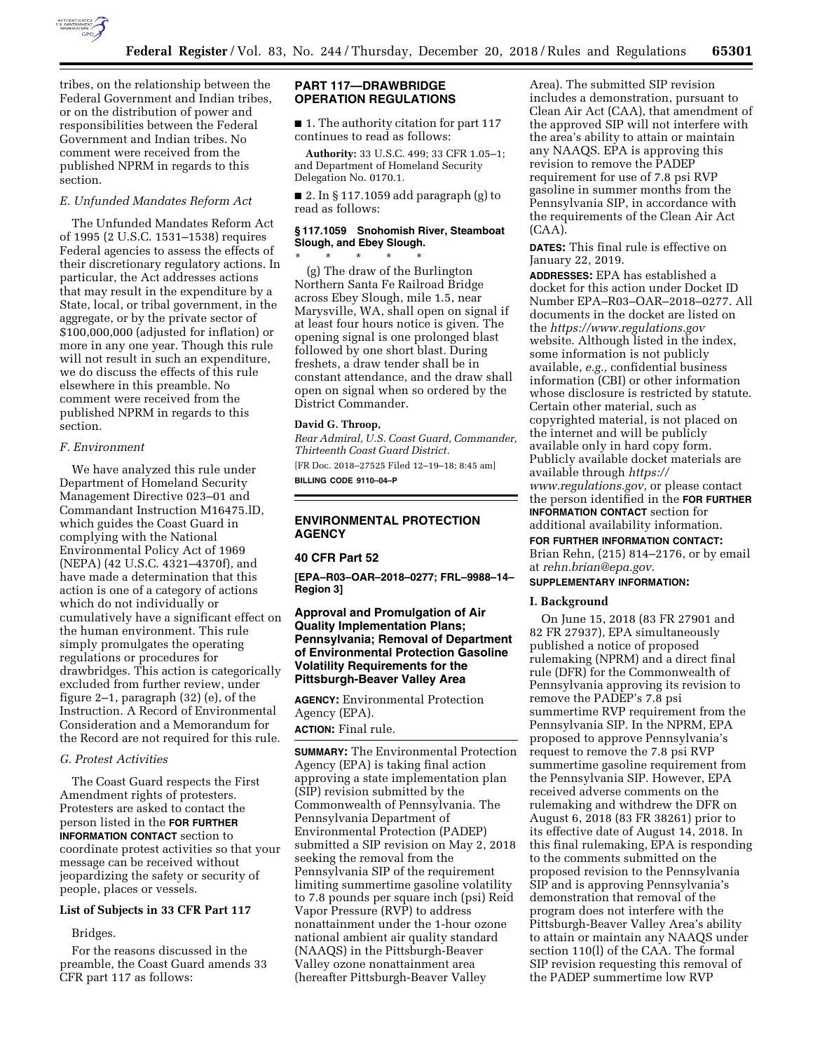tribes, on the relationship between the Federal Government and Indian tribes, or on the distribution of power and responsibilities between the Federal Government and Indian tribes. No comment were received from the published NPRM in regards to this section.

*E. Unfunded Mandates Reform Act*

The Unfunded Mandates Reform Act of 1995 (2 U.S.C. 1531–1538) requires Federal agencies to assess the effects of their discretionary regulatory actions. In particular, the Act addresses actions that may result in the expenditure by a State, local, or tribal government, in the aggregate, or by the private sector of $100,000,000 (adjusted for inflation) or more in any one year. Though this rule will not result in such an expenditure, we do discuss the effects of this rule elsewhere in this preamble. No comment were received from the published NPRM in regards to this section.

*F. Environment*

We have analyzed this rule under Department of Homeland Security Management Directive 023–01 and Commandant Instruction M16475.lD, which guides the Coast Guard in complying with the National Environmental Policy Act of 1969 (NEPA) (42 U.S.C. 4321–4370f), and have made a determination that this action is one of a category of actions which do not individually or cumulatively have a significant effect on the human environment. This rule simply promulgates the operating regulations or procedures for drawbridges. This action is categorically excluded from further review, under figure 2–1, paragraph (32) (e), of the Instruction. A Record of Environmental Consideration and a Memorandum for the Record are not required for this rule.

*G. Protest Activities*

The Coast Guard respects the First Amendment rights of protesters. Protesters are asked to contact the person listed in the **FOR FURTHER INFORMATION CONTACT** section to coordinate protest activities so that your message can be received without jeopardizing the safety or security of people, places or vessels.

**List of Subjects in 33 CFR Part 117**

Bridges.

For the reasons discussed in the preamble, the Coast Guard amends 33 CFR part 117 as follows:

**PART 117—DRAWBRIDGE OPERATION REGULATIONS**

■ 1. The authority citation for part 117 continues to read as follows:

**Authority:** 33 U.S.C. 499; 33 CFR 1.05–1; and Department of Homeland Security Delegation No. 0170.1.

■ 2. In § 117.1059 add paragraph (g) to read as follows:

**§ 117.1059 Snohomish River, Steamboat Slough, and Ebey Slough.**

\* \* \* \* \*

(g) The draw of the Burlington Northern Santa Fe Railroad Bridge across Ebey Slough, mile 1.5, near Marysville, WA, shall open on signal if at least four hours notice is given. The opening signal is one prolonged blast followed by one short blast. During freshets, a draw tender shall be in constant attendance, and the draw shall open on signal when so ordered by the District Commander.

**David G. Throop,**

*Rear Admiral, U.S. Coast Guard, Commander, Thirteenth Coast Guard District.*

[FR Doc. 2018–27525 Filed 12–19–18; 8:45 am]

**BILLING CODE 9110–04–P**

---

## ENVIRONMENTAL PROTECTION AGENCY

### 40 CFR Part 52

**[EPA–R03–OAR–2018–0277; FRL–9988–14–Region 3]**

### Approval and Promulgation of Air Quality Implementation Plans; Pennsylvania; Removal of Department of Environmental Protection Gasoline Volatility Requirements for the Pittsburgh-Beaver Valley Area

**AGENCY:** Environmental Protection Agency (EPA).

**ACTION:** Final rule.

**SUMMARY:** The Environmental Protection Agency (EPA) is taking final action approving a state implementation plan (SIP) revision submitted by the Commonwealth of Pennsylvania. The Pennsylvania Department of Environmental Protection (PADEP) submitted a SIP revision on May 2, 2018 seeking the removal from the Pennsylvania SIP of the requirement limiting summertime gasoline volatility to 7.8 pounds per square inch (psi) Reid Vapor Pressure (RVP) to address nonattainment under the 1-hour ozone national ambient air quality standard (NAAQS) in the Pittsburgh-Beaver Valley ozone nonattainment area (hereafter Pittsburgh-Beaver Valley Area). The submitted SIP revision includes a demonstration, pursuant to Clean Air Act (CAA), that amendment of the approved SIP will not interfere with the area's ability to attain or maintain any NAAQS. EPA is approving this revision to remove the PADEP requirement for use of 7.8 psi RVP gasoline in summer months from the Pennsylvania SIP, in accordance with the requirements of the Clean Air Act (CAA).

**DATES:** This final rule is effective on January 22, 2019.

**ADDRESSES:** EPA has established a docket for this action under Docket ID Number EPA–R03–OAR–2018–0277. All documents in the docket are listed on the *https://www.regulations.gov* website. Although listed in the index, some information is not publicly available, *e.g.,* confidential business information (CBI) or other information whose disclosure is restricted by statute. Certain other material, such as copyrighted material, is not placed on the internet and will be publicly available only in hard copy form. Publicly available docket materials are available through *https://www.regulations.gov,* or please contact the person identified in the **FOR FURTHER INFORMATION CONTACT** section for additional availability information.

**FOR FURTHER INFORMATION CONTACT:** Brian Rehn, (215) 814–2176, or by email at *rehn.brian@epa.gov.*

**SUPPLEMENTARY INFORMATION:**

**I. Background**

On June 15, 2018 (83 FR 27901 and 82 FR 27937), EPA simultaneously published a notice of proposed rulemaking (NPRM) and a direct final rule (DFR) for the Commonwealth of Pennsylvania approving its revision to remove the PADEP's 7.8 psi summertime RVP requirement from the Pennsylvania SIP. In the NPRM, EPA proposed to approve Pennsylvania's request to remove the 7.8 psi RVP summertime gasoline requirement from the Pennsylvania SIP. However, EPA received adverse comments on the rulemaking and withdrew the DFR on August 6, 2018 (83 FR 38261) prior to its effective date of August 14, 2018. In this final rulemaking, EPA is responding to the comments submitted on the proposed revision to the Pennsylvania SIP and is approving Pennsylvania's demonstration that removal of the program does not interfere with the Pittsburgh-Beaver Valley Area's ability to attain or maintain any NAAQS under section 110(l) of the CAA. The formal SIP revision requesting this removal of the PADEP summertime low RVP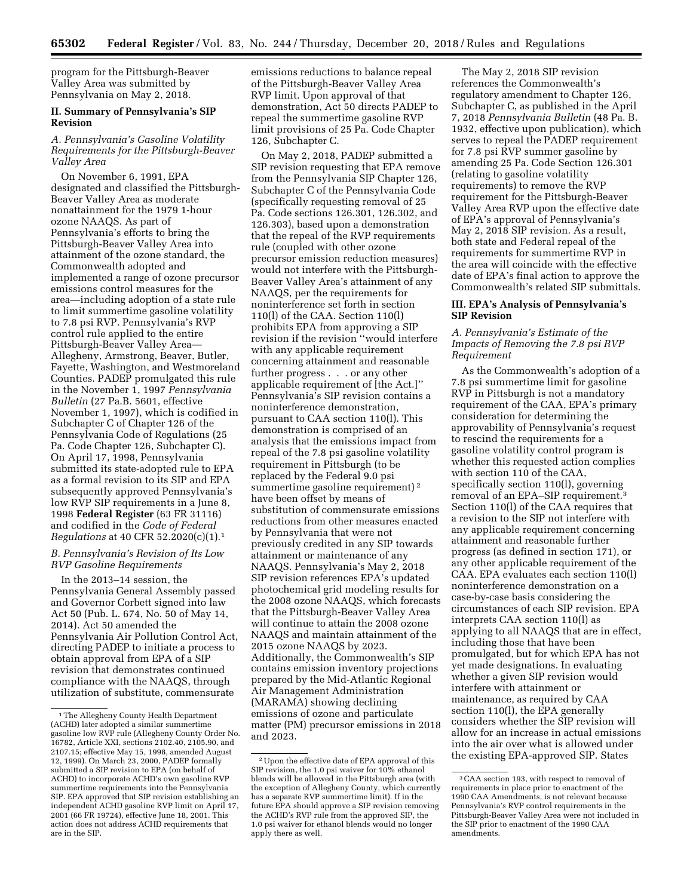program for the Pittsburgh-Beaver Valley Area was submitted by Pennsylvania on May 2, 2018.

## II. Summary of Pennsylvania's SIP Revision

### *A. Pennsylvania's Gasoline Volatility Requirements for the Pittsburgh-Beaver Valley Area*

On November 6, 1991, EPA designated and classified the Pittsburgh-Beaver Valley Area as moderate nonattainment for the 1979 1-hour ozone NAAQS. As part of Pennsylvania's efforts to bring the Pittsburgh-Beaver Valley Area into attainment of the ozone standard, the Commonwealth adopted and implemented a range of ozone precursor emissions control measures for the area—including adoption of a state rule to limit summertime gasoline volatility to 7.8 psi RVP. Pennsylvania's RVP control rule applied to the entire Pittsburgh-Beaver Valley Area—Allegheny, Armstrong, Beaver, Butler, Fayette, Washington, and Westmoreland Counties. PADEP promulgated this rule in the November 1, 1997 *Pennsylvania Bulletin* (27 Pa.B. 5601, effective November 1, 1997), which is codified in Subchapter C of Chapter 126 of the Pennsylvania Code of Regulations (25 Pa. Code Chapter 126, Subchapter C). On April 17, 1998, Pennsylvania submitted its state-adopted rule to EPA as a formal revision to its SIP and EPA subsequently approved Pennsylvania's low RVP SIP requirements in a June 8, 1998 **Federal Register** (63 FR 31116) and codified in the *Code of Federal Regulations* at 40 CFR 52.2020(c)(1).[1]

### *B. Pennsylvania's Revision of Its Low RVP Gasoline Requirements*

In the 2013–14 session, the Pennsylvania General Assembly passed and Governor Corbett signed into law Act 50 (Pub. L. 674, No. 50 of May 14, 2014). Act 50 amended the Pennsylvania Air Pollution Control Act, directing PADEP to initiate a process to obtain approval from EPA of a SIP revision that demonstrates continued compliance with the NAAQS, through utilization of substitute, commensurate emissions reductions to balance repeal of the Pittsburgh-Beaver Valley Area RVP limit. Upon approval of that demonstration, Act 50 directs PADEP to repeal the summertime gasoline RVP limit provisions of 25 Pa. Code Chapter 126, Subchapter C.

On May 2, 2018, PADEP submitted a SIP revision requesting that EPA remove from the Pennsylvania SIP Chapter 126, Subchapter C of the Pennsylvania Code (specifically requesting removal of 25 Pa. Code sections 126.301, 126.302, and 126.303), based upon a demonstration that the repeal of the RVP requirements rule (coupled with other ozone precursor emission reduction measures) would not interfere with the Pittsburgh-Beaver Valley Area's attainment of any NAAQS, per the requirements for noninterference set forth in section 110(l) of the CAA. Section 110(l) prohibits EPA from approving a SIP revision if the revision ''would interfere with any applicable requirement concerning attainment and reasonable further progress . . . or any other applicable requirement of [the Act.]'' Pennsylvania's SIP revision contains a noninterference demonstration, pursuant to CAA section 110(l). This demonstration is comprised of an analysis that the emissions impact from repeal of the 7.8 psi gasoline volatility requirement in Pittsburgh (to be replaced by the Federal 9.0 psi summertime gasoline requirement)[2] have been offset by means of substitution of commensurate emissions reductions from other measures enacted by Pennsylvania that were not previously credited in any SIP towards attainment or maintenance of any NAAQS. Pennsylvania's May 2, 2018 SIP revision references EPA's updated photochemical grid modeling results for the 2008 ozone NAAQS, which forecasts that the Pittsburgh-Beaver Valley Area will continue to attain the 2008 ozone NAAQS and maintain attainment of the 2015 ozone NAAQS by 2023. Additionally, the Commonwealth's SIP contains emission inventory projections prepared by the Mid-Atlantic Regional Air Management Administration (MARAMA) showing declining emissions of ozone and particulate matter (PM) precursor emissions in 2018 and 2023.

The May 2, 2018 SIP revision references the Commonwealth's regulatory amendment to Chapter 126, Subchapter C, as published in the April 7, 2018 *Pennsylvania Bulletin* (48 Pa. B. 1932, effective upon publication), which serves to repeal the PADEP requirement for 7.8 psi RVP summer gasoline by amending 25 Pa. Code Section 126.301 (relating to gasoline volatility requirements) to remove the RVP requirement for the Pittsburgh-Beaver Valley Area RVP upon the effective date of EPA's approval of Pennsylvania's May 2, 2018 SIP revision. As a result, both state and Federal repeal of the requirements for summertime RVP in the area will coincide with the effective date of EPA's final action to approve the Commonwealth's related SIP submittals.

## III. EPA's Analysis of Pennsylvania's SIP Revision

### *A. Pennsylvania's Estimate of the Impacts of Removing the 7.8 psi RVP Requirement*

As the Commonwealth's adoption of a 7.8 psi summertime limit for gasoline RVP in Pittsburgh is not a mandatory requirement of the CAA, EPA's primary consideration for determining the approvability of Pennsylvania's request to rescind the requirements for a gasoline volatility control program is whether this requested action complies with section 110 of the CAA, specifically section 110(l), governing removal of an EPA–SIP requirement.[3] Section 110(l) of the CAA requires that a revision to the SIP not interfere with any applicable requirement concerning attainment and reasonable further progress (as defined in section 171), or any other applicable requirement of the CAA. EPA evaluates each section 110(l) noninterference demonstration on a case-by-case basis considering the circumstances of each SIP revision. EPA interprets CAA section 110(l) as applying to all NAAQS that are in effect, including those that have been promulgated, but for which EPA has not yet made designations. In evaluating whether a given SIP revision would interfere with attainment or maintenance, as required by CAA section 110(l), the EPA generally considers whether the SIP revision will allow for an increase in actual emissions into the air over what is allowed under the existing EPA-approved SIP. States

---

[1] The Allegheny County Health Department (ACHD) later adopted a similar summertime gasoline low RVP rule (Allegheny County Order No. 16782, Article XXI, sections 2102.40, 2105.90, and 2107.15; effective May 15, 1998, amended August 12, 1999). On March 23, 2000, PADEP formally submitted a SIP revision to EPA (on behalf of ACHD) to incorporate ACHD's own gasoline RVP summertime requirements into the Pennsylvania SIP. EPA approved that SIP revision establishing an independent ACHD gasoline RVP limit on April 17, 2001 (66 FR 19724), effective June 18, 2001. This action does not address ACHD requirements that are in the SIP.

[2] Upon the effective date of EPA approval of this SIP revision, the 1.0 psi waiver for 10% ethanol blends will be allowed in the Pittsburgh area (with the exception of Allegheny County, which currently has a separate RVP summertime limit). If in the future EPA should approve a SIP revision removing the ACHD's RVP rule from the approved SIP, the 1.0 psi waiver for ethanol blends would no longer apply there as well.

[3] CAA section 193, with respect to removal of requirements in place prior to enactment of the 1990 CAA Amendments, is not relevant because Pennsylvania's RVP control requirements in the Pittsburgh-Beaver Valley Area were not included in the SIP prior to enactment of the 1990 CAA amendments.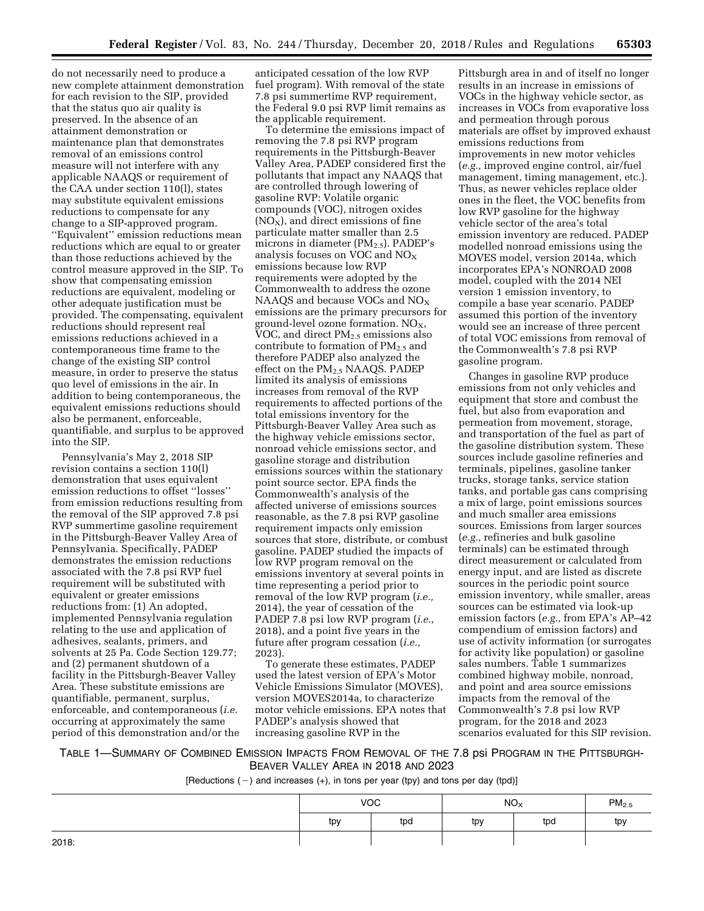do not necessarily need to produce a new complete attainment demonstration for each revision to the SIP, provided that the status quo air quality is preserved. In the absence of an attainment demonstration or maintenance plan that demonstrates removal of an emissions control measure will not interfere with any applicable NAAQS or requirement of the CAA under section 110(l), states may substitute equivalent emissions reductions to compensate for any change to a SIP-approved program. ''Equivalent'' emission reductions mean reductions which are equal to or greater than those reductions achieved by the control measure approved in the SIP. To show that compensating emission reductions are equivalent, modeling or other adequate justification must be provided. The compensating, equivalent reductions should represent real emissions reductions achieved in a contemporaneous time frame to the change of the existing SIP control measure, in order to preserve the status quo level of emissions in the air. In addition to being contemporaneous, the equivalent emissions reductions should also be permanent, enforceable, quantifiable, and surplus to be approved into the SIP.

Pennsylvania's May 2, 2018 SIP revision contains a section 110(l) demonstration that uses equivalent emission reductions to offset ''losses'' from emission reductions resulting from the removal of the SIP approved 7.8 psi RVP summertime gasoline requirement in the Pittsburgh-Beaver Valley Area of Pennsylvania. Specifically, PADEP demonstrates the emission reductions associated with the 7.8 psi RVP fuel requirement will be substituted with equivalent or greater emissions reductions from: (1) An adopted, implemented Pennsylvania regulation relating to the use and application of adhesives, sealants, primers, and solvents at 25 Pa. Code Section 129.77; and (2) permanent shutdown of a facility in the Pittsburgh-Beaver Valley Area. These substitute emissions are quantifiable, permanent, surplus, enforceable, and contemporaneous (*i.e.* occurring at approximately the same period of this demonstration and/or the anticipated cessation of the low RVP fuel program). With removal of the state 7.8 psi summertime RVP requirement, the Federal 9.0 psi RVP limit remains as the applicable requirement.

To determine the emissions impact of removing the 7.8 psi RVP program requirements in the Pittsburgh-Beaver Valley Area, PADEP considered first the pollutants that impact any NAAQS that are controlled through lowering of gasoline RVP: Volatile organic compounds (VOC), nitrogen oxides ($NO_X$), and direct emissions of fine particulate matter smaller than 2.5 microns in diameter ($PM_{2.5}$). PADEP's analysis focuses on VOC and $NO_X$ emissions because low RVP requirements were adopted by the Commonwealth to address the ozone NAAQS and because VOCs and $NO_X$ emissions are the primary precursors for ground-level ozone formation. $NO_X$, VOC, and direct $PM_{2.5}$ emissions also contribute to formation of $PM_{2.5}$ and therefore PADEP also analyzed the effect on the $PM_{2.5}$ NAAQS. PADEP limited its analysis of emissions increases from removal of the RVP requirements to affected portions of the total emissions inventory for the Pittsburgh-Beaver Valley Area such as the highway vehicle emissions sector, nonroad vehicle emissions sector, and gasoline storage and distribution emissions sources within the stationary point source sector. EPA finds the Commonwealth's analysis of the affected universe of emissions sources reasonable, as the 7.8 psi RVP gasoline requirement impacts only emission sources that store, distribute, or combust gasoline. PADEP studied the impacts of low RVP program removal on the emissions inventory at several points in time representing a period prior to removal of the low RVP program (*i.e.,* 2014), the year of cessation of the PADEP 7.8 psi low RVP program (*i.e.,* 2018), and a point five years in the future after program cessation (*i.e.,* 2023).

To generate these estimates, PADEP used the latest version of EPA's Motor Vehicle Emissions Simulator (MOVES), version MOVES2014a, to characterize motor vehicle emissions. EPA notes that PADEP's analysis showed that increasing gasoline RVP in the Pittsburgh area in and of itself no longer results in an increase in emissions of VOCs in the highway vehicle sector, as increases in VOCs from evaporative loss and permeation through porous materials are offset by improved exhaust emissions reductions from improvements in new motor vehicles (*e.g.,* improved engine control, air/fuel management, timing management, etc.). Thus, as newer vehicles replace older ones in the fleet, the VOC benefits from low RVP gasoline for the highway vehicle sector of the area's total emission inventory are reduced. PADEP modelled nonroad emissions using the MOVES model, version 2014a, which incorporates EPA's NONROAD 2008 model, coupled with the 2014 NEI version 1 emission inventory, to compile a base year scenario. PADEP assumed this portion of the inventory would see an increase of three percent of total VOC emissions from removal of the Commonwealth's 7.8 psi RVP gasoline program.

Changes in gasoline RVP produce emissions from not only vehicles and equipment that store and combust the fuel, but also from evaporation and permeation from movement, storage, and transportation of the fuel as part of the gasoline distribution system. These sources include gasoline refineries and terminals, pipelines, gasoline tanker trucks, storage tanks, service station tanks, and portable gas cans comprising a mix of large, point emissions sources and much smaller area emissions sources. Emissions from larger sources (*e.g.,* refineries and bulk gasoline terminals) can be estimated through direct measurement or calculated from energy input, and are listed as discrete sources in the periodic point source emission inventory, while smaller, areas sources can be estimated via look-up emission factors (*e.g.,* from EPA's AP–42 compendium of emission factors) and use of activity information (or surrogates for activity like population) or gasoline sales numbers. Table 1 summarizes combined highway mobile, nonroad, and point and area source emissions impacts from the removal of the Commonwealth's 7.8 psi low RVP program, for the 2018 and 2023 scenarios evaluated for this SIP revision.

TABLE 1—SUMMARY OF COMBINED EMISSION IMPACTS FROM REMOVAL OF THE 7.8 psi PROGRAM IN THE PITTSBURGH-BEAVER VALLEY AREA IN 2018 AND 2023

[Reductions (−) and increases (+), in tons per year (tpy) and tons per day (tpd)]

| | VOC | | $NO_X$ | | $PM_{2.5}$ |
|---|---|---|---|---|---|
| | tpy | tpd | tpy | tpd | tpy |
| 2018: | | | | | |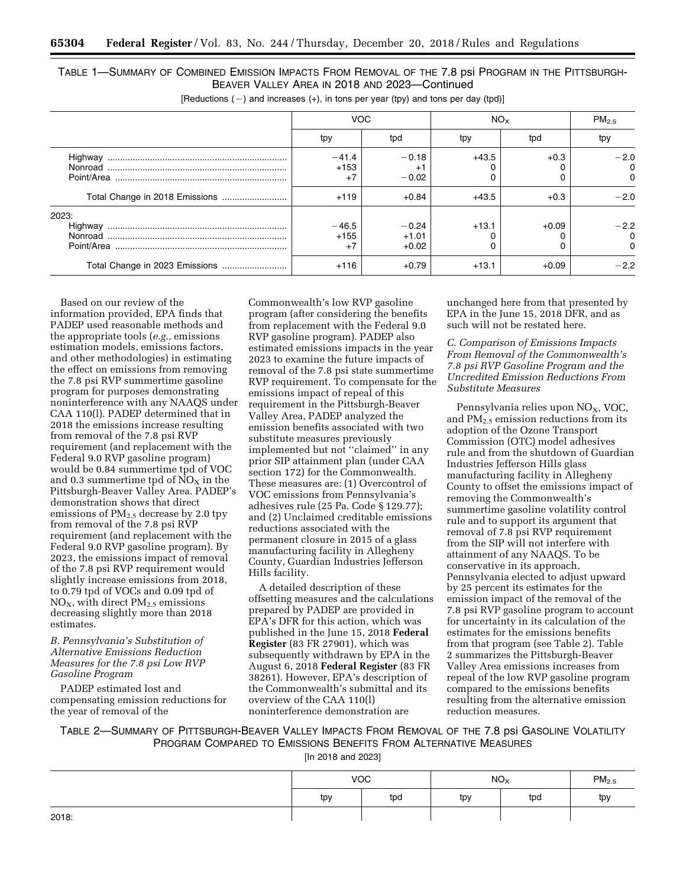TABLE 1—SUMMARY OF COMBINED EMISSION IMPACTS FROM REMOVAL OF THE 7.8 psi PROGRAM IN THE PITTSBURGH-BEAVER VALLEY AREA IN 2018 AND 2023—Continued

[Reductions (−) and increases (+), in tons per year (tpy) and tons per day (tpd)]

| | VOC | | $NO_X$ | | $PM_{2.5}$ |
|---|---|---|---|---|---|
| | tpy | tpd | tpy | tpd | tpy |
| Highway | −41.4 | −0.18 | +43.5 | +0.3 | −2.0 |
| Nonroad | +153 | +1 | 0 | 0 | 0 |
| Point/Area | +7 | −0.02 | 0 | 0 | 0 |
| Total Change in 2018 Emissions | +119 | +0.84 | +43.5 | +0.3 | −2.0 |
| 2023: | | | | | |
| Highway | −46.5 | −0.24 | +13.1 | +0.09 | −2.2 |
| Nonroad | +155 | +1.01 | 0 | 0 | 0 |
| Point/Area | +7 | +0.02 | 0 | 0 | 0 |
| Total Change in 2023 Emissions | +116 | +0.79 | +13.1 | +0.09 | −2.2 |

Based on our review of the information provided, EPA finds that PADEP used reasonable methods and the appropriate tools (*e.g.,* emissions estimation models, emissions factors, and other methodologies) in estimating the effect on emissions from removing the 7.8 psi RVP summertime gasoline program for purposes demonstrating noninterference with any NAAQS under CAA 110(l). PADEP determined that in 2018 the emissions increase resulting from removal of the 7.8 psi RVP requirement (and replacement with the Federal 9.0 RVP gasoline program) would be 0.84 summertime tpd of VOC and 0.3 summertime tpd of $NO_X$ in the Pittsburgh-Beaver Valley Area. PADEP's demonstration shows that direct emissions of $PM_{2.5}$ decrease by 2.0 tpy from removal of the 7.8 psi RVP requirement (and replacement with the Federal 9.0 RVP gasoline program). By 2023, the emissions impact of removal of the 7.8 psi RVP requirement would slightly increase emissions from 2018, to 0.79 tpd of VOCs and 0.09 tpd of $NO_X$, with direct $PM_{2.5}$ emissions decreasing slightly more than 2018 estimates.

### *B. Pennsylvania's Substitution of Alternative Emissions Reduction Measures for the 7.8 psi Low RVP Gasoline Program*

PADEP estimated lost and compensating emission reductions for the year of removal of the Commonwealth's low RVP gasoline program (after considering the benefits from replacement with the Federal 9.0 RVP gasoline program). PADEP also estimated emissions impacts in the year 2023 to examine the future impacts of removal of the 7.8 psi state summertime RVP requirement. To compensate for the emissions impact of repeal of this requirement in the Pittsburgh-Beaver Valley Area, PADEP analyzed the emission benefits associated with two substitute measures previously implemented but not "claimed" in any prior SIP attainment plan (under CAA section 172) for the Commonwealth. These measures are: (1) Overcontrol of VOC emissions from Pennsylvania's adhesives rule (25 Pa. Code § 129.77); and (2) Unclaimed creditable emissions reductions associated with the permanent closure in 2015 of a glass manufacturing facility in Allegheny County, Guardian Industries Jefferson Hills facility.

A detailed description of these offsetting measures and the calculations prepared by PADEP are provided in EPA's DFR for this action, which was published in the June 15, 2018 **Federal Register** (83 FR 27901), which was subsequently withdrawn by EPA in the August 6, 2018 **Federal Register** (83 FR 38261). However, EPA's description of the Commonwealth's submittal and its overview of the CAA 110(l) noninterference demonstration are unchanged here from that presented by EPA in the June 15, 2018 DFR, and as such will not be restated here.

### *C. Comparison of Emissions Impacts From Removal of the Commonwealth's 7.8 psi RVP Gasoline Program and the Uncredited Emission Reductions From Substitute Measures*

Pennsylvania relies upon $NO_X$, VOC, and $PM_{2.5}$ emission reductions from its adoption of the Ozone Transport Commission (OTC) model adhesives rule and from the shutdown of Guardian Industries Jefferson Hills glass manufacturing facility in Allegheny County to offset the emissions impact of removing the Commonwealth's summertime gasoline volatility control rule and to support its argument that removal of 7.8 psi RVP requirement from the SIP will not interfere with attainment of any NAAQS. To be conservative in its approach, Pennsylvania elected to adjust upward by 25 percent its estimates for the emission impact of the removal of the 7.8 psi RVP gasoline program to account for uncertainty in its calculation of the estimates for the emissions benefits from that program (see Table 2). Table 2 summarizes the Pittsburgh-Beaver Valley Area emissions increases from repeal of the low RVP gasoline program compared to the emissions benefits resulting from the alternative emission reduction measures.

TABLE 2—SUMMARY OF PITTSBURGH-BEAVER VALLEY IMPACTS FROM REMOVAL OF THE 7.8 psi GASOLINE VOLATILITY PROGRAM COMPARED TO EMISSIONS BENEFITS FROM ALTERNATIVE MEASURES

[In 2018 and 2023]

| | VOC | | $NO_X$ | | $PM_{2.5}$ |
|---|---|---|---|---|---|
| | tpy | tpd | tpy | tpd | tpy |
| 2018: | | | | | |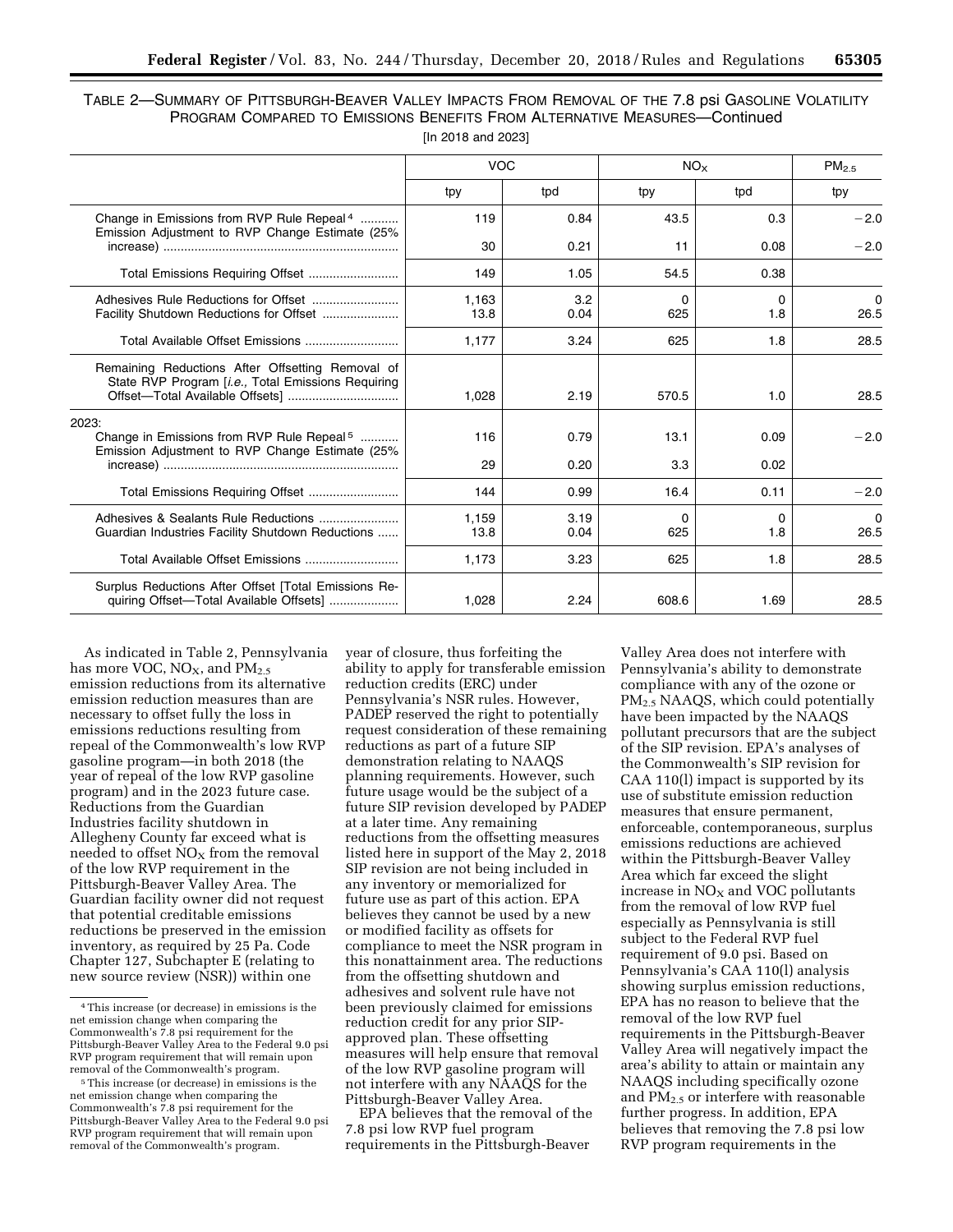TABLE 2—SUMMARY OF PITTSBURGH-BEAVER VALLEY IMPACTS FROM REMOVAL OF THE 7.8 psi GASOLINE VOLATILITY PROGRAM COMPARED TO EMISSIONS BENEFITS FROM ALTERNATIVE MEASURES—Continued

[In 2018 and 2023]

| | VOC | | $NO_X$ | | $PM_{2.5}$ |
|---|---|---|---|---|---|
| | tpy | tpd | tpy | tpd | tpy |
| Change in Emissions from RVP Rule Repeal [4] | 119 | 0.84 | 43.5 | 0.3 | −2.0 |
| Emission Adjustment to RVP Change Estimate (25% increase) | 30 | 0.21 | 11 | 0.08 | −2.0 |
| Total Emissions Requiring Offset | 149 | 1.05 | 54.5 | 0.38 | |
| Adhesives Rule Reductions for Offset | 1,163 | 3.2 | 0 | 0 | 0 |
| Facility Shutdown Reductions for Offset | 13.8 | 0.04 | 625 | 1.8 | 26.5 |
| Total Available Offset Emissions | 1,177 | 3.24 | 625 | 1.8 | 28.5 |
| Remaining Reductions After Offsetting Removal of State RVP Program [*i.e.,* Total Emissions Requiring Offset—Total Available Offsets] | 1,028 | 2.19 | 570.5 | 1.0 | 28.5 |
| 2023: | | | | | |
| Change in Emissions from RVP Rule Repeal [5] | 116 | 0.79 | 13.1 | 0.09 | −2.0 |
| Emission Adjustment to RVP Change Estimate (25% increase) | 29 | 0.20 | 3.3 | 0.02 | |
| Total Emissions Requiring Offset | 144 | 0.99 | 16.4 | 0.11 | −2.0 |
| Adhesives & Sealants Rule Reductions | 1,159 | 3.19 | 0 | 0 | 0 |
| Guardian Industries Facility Shutdown Reductions | 13.8 | 0.04 | 625 | 1.8 | 26.5 |
| Total Available Offset Emissions | 1,173 | 3.23 | 625 | 1.8 | 28.5 |
| Surplus Reductions After Offset [Total Emissions Requiring Offset—Total Available Offsets] | 1,028 | 2.24 | 608.6 | 1.69 | 28.5 |

As indicated in Table 2, Pennsylvania has more VOC, $NO_X$, and $PM_{2.5}$ emission reductions from its alternative emission reduction measures than are necessary to offset fully the loss in emissions reductions resulting from repeal of the Commonwealth's low RVP gasoline program—in both 2018 (the year of repeal of the low RVP gasoline program) and in the 2023 future case. Reductions from the Guardian Industries facility shutdown in Allegheny County far exceed what is needed to offset $NO_X$ from the removal of the low RVP requirement in the Pittsburgh-Beaver Valley Area. The Guardian facility owner did not request that potential creditable emissions reductions be preserved in the emission inventory, as required by 25 Pa. Code Chapter 127, Subchapter E (relating to new source review (NSR)) within one year of closure, thus forfeiting the ability to apply for transferable emission reduction credits (ERC) under Pennsylvania's NSR rules. However, PADEP reserved the right to potentially request consideration of these remaining reductions as part of a future SIP demonstration relating to NAAQS planning requirements. However, such future usage would be the subject of a future SIP revision developed by PADEP at a later time. Any remaining reductions from the offsetting measures listed here in support of the May 2, 2018 SIP revision are not being included in any inventory or memorialized for future use as part of this action. EPA believes they cannot be used by a new or modified facility as offsets for compliance to meet the NSR program in this nonattainment area. The reductions from the offsetting shutdown and adhesives and solvent rule have not been previously claimed for emissions reduction credit for any prior SIP-approved plan. These offsetting measures will help ensure that removal of the low RVP gasoline program will not interfere with any NAAQS for the Pittsburgh-Beaver Valley Area.

EPA believes that the removal of the 7.8 psi low RVP fuel program requirements in the Pittsburgh-Beaver Valley Area does not interfere with Pennsylvania's ability to demonstrate compliance with any of the ozone or $PM_{2.5}$ NAAQS, which could potentially have been impacted by the NAAQS pollutant precursors that are the subject of the SIP revision. EPA's analyses of the Commonwealth's SIP revision for CAA 110(l) impact is supported by its use of substitute emission reduction measures that ensure permanent, enforceable, contemporaneous, surplus emissions reductions are achieved within the Pittsburgh-Beaver Valley Area which far exceed the slight increase in $NO_X$ and VOC pollutants from the removal of low RVP fuel especially as Pennsylvania is still subject to the Federal RVP fuel requirement of 9.0 psi. Based on Pennsylvania's CAA 110(l) analysis showing surplus emission reductions, EPA has no reason to believe that the removal of the low RVP fuel requirements in the Pittsburgh-Beaver Valley Area will negatively impact the area's ability to attain or maintain any NAAQS including specifically ozone and $PM_{2.5}$ or interfere with reasonable further progress. In addition, EPA believes that removing the 7.8 psi low RVP program requirements in the

[4] This increase (or decrease) in emissions is the net emission change when comparing the Commonwealth's 7.8 psi requirement for the Pittsburgh-Beaver Valley Area to the Federal 9.0 psi RVP program requirement that will remain upon removal of the Commonwealth's program.

[5] This increase (or decrease) in emissions is the net emission change when comparing the Commonwealth's 7.8 psi requirement for the Pittsburgh-Beaver Valley Area to the Federal 9.0 psi RVP program requirement that will remain upon removal of the Commonwealth's program.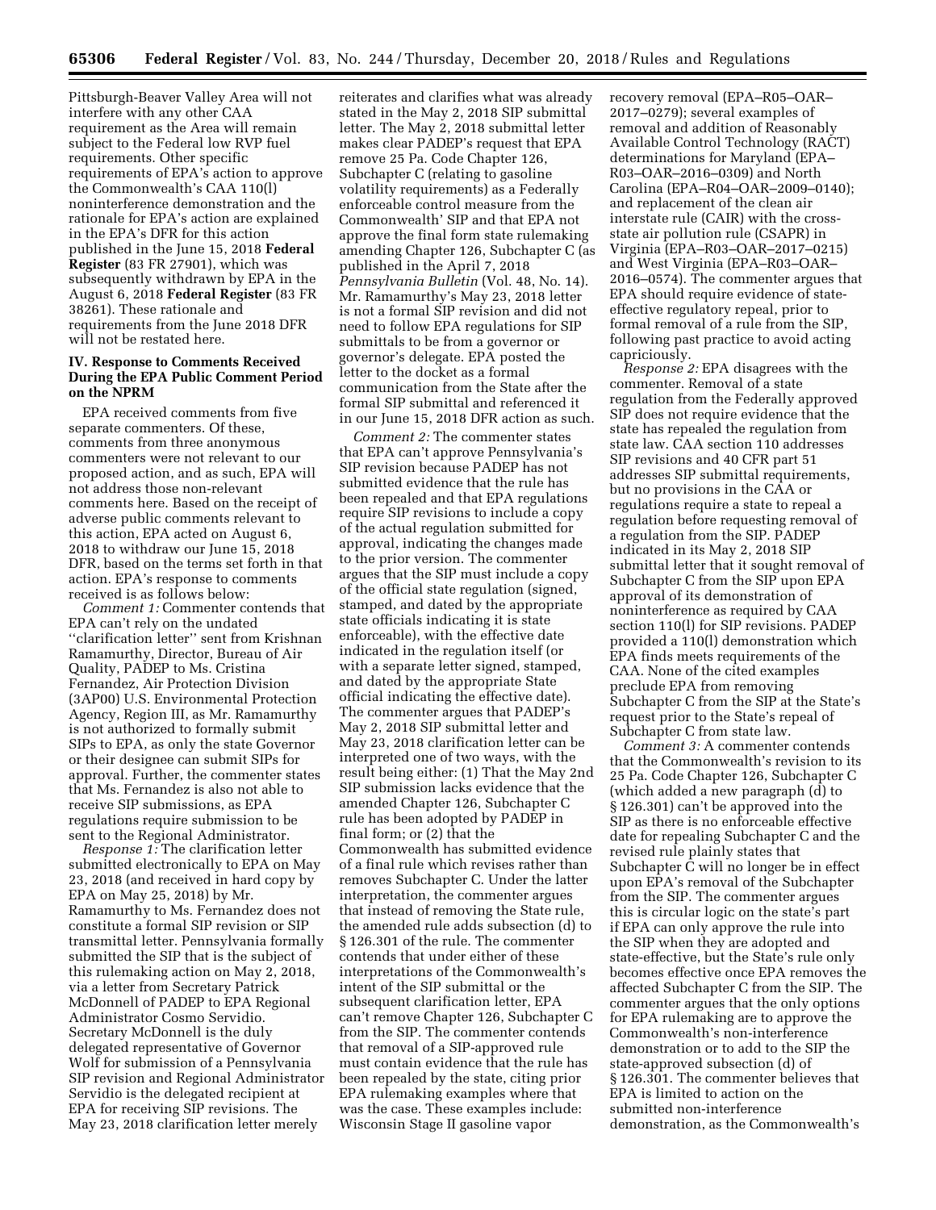Pittsburgh-Beaver Valley Area will not interfere with any other CAA requirement as the Area will remain subject to the Federal low RVP fuel requirements. Other specific requirements of EPA's action to approve the Commonwealth's CAA 110(l) noninterference demonstration and the rationale for EPA's action are explained in the EPA's DFR for this action published in the June 15, 2018 **Federal Register** (83 FR 27901), which was subsequently withdrawn by EPA in the August 6, 2018 **Federal Register** (83 FR 38261). These rationale and requirements from the June 2018 DFR will not be restated here.

## IV. Response to Comments Received During the EPA Public Comment Period on the NPRM

EPA received comments from five separate commenters. Of these, comments from three anonymous commenters were not relevant to our proposed action, and as such, EPA will not address those non-relevant comments here. Based on the receipt of adverse public comments relevant to this action, EPA acted on August 6, 2018 to withdraw our June 15, 2018 DFR, based on the terms set forth in that action. EPA's response to comments received is as follows below:

*Comment 1:* Commenter contends that EPA can't rely on the undated ''clarification letter'' sent from Krishnan Ramamurthy, Director, Bureau of Air Quality, PADEP to Ms. Cristina Fernandez, Air Protection Division (3AP00) U.S. Environmental Protection Agency, Region III, as Mr. Ramamurthy is not authorized to formally submit SIPs to EPA, as only the state Governor or their designee can submit SIPs for approval. Further, the commenter states that Ms. Fernandez is also not able to receive SIP submissions, as EPA regulations require submission to be sent to the Regional Administrator.

*Response 1:* The clarification letter submitted electronically to EPA on May 23, 2018 (and received in hard copy by EPA on May 25, 2018) by Mr. Ramamurthy to Ms. Fernandez does not constitute a formal SIP revision or SIP transmittal letter. Pennsylvania formally submitted the SIP that is the subject of this rulemaking action on May 2, 2018, via a letter from Secretary Patrick McDonnell of PADEP to EPA Regional Administrator Cosmo Servidio. Secretary McDonnell is the duly delegated representative of Governor Wolf for submission of a Pennsylvania SIP revision and Regional Administrator Servidio is the delegated recipient at EPA for receiving SIP revisions. The May 23, 2018 clarification letter merely reiterates and clarifies what was already stated in the May 2, 2018 SIP submittal letter. The May 2, 2018 submittal letter makes clear PADEP's request that EPA remove 25 Pa. Code Chapter 126, Subchapter C (relating to gasoline volatility requirements) as a Federally enforceable control measure from the Commonwealth' SIP and that EPA not approve the final form state rulemaking amending Chapter 126, Subchapter C (as published in the April 7, 2018 *Pennsylvania Bulletin* (Vol. 48, No. 14). Mr. Ramamurthy's May 23, 2018 letter is not a formal SIP revision and did not need to follow EPA regulations for SIP submittals to be from a governor or governor's delegate. EPA posted the letter to the docket as a formal communication from the State after the formal SIP submittal and referenced it in our June 15, 2018 DFR action as such.

*Comment 2:* The commenter states that EPA can't approve Pennsylvania's SIP revision because PADEP has not submitted evidence that the rule has been repealed and that EPA regulations require SIP revisions to include a copy of the actual regulation submitted for approval, indicating the changes made to the prior version. The commenter argues that the SIP must include a copy of the official state regulation (signed, stamped, and dated by the appropriate state officials indicating it is state enforceable), with the effective date indicated in the regulation itself (or with a separate letter signed, stamped, and dated by the appropriate State official indicating the effective date). The commenter argues that PADEP's May 2, 2018 SIP submittal letter and May 23, 2018 clarification letter can be interpreted one of two ways, with the result being either: (1) That the May 2nd SIP submission lacks evidence that the amended Chapter 126, Subchapter C rule has been adopted by PADEP in final form; or (2) that the Commonwealth has submitted evidence of a final rule which revises rather than removes Subchapter C. Under the latter interpretation, the commenter argues that instead of removing the State rule, the amended rule adds subsection (d) to § 126.301 of the rule. The commenter contends that under either of these interpretations of the Commonwealth's intent of the SIP submittal or the subsequent clarification letter, EPA can't remove Chapter 126, Subchapter C from the SIP. The commenter contends that removal of a SIP-approved rule must contain evidence that the rule has been repealed by the state, citing prior EPA rulemaking examples where that was the case. These examples include: Wisconsin Stage II gasoline vapor recovery removal (EPA–R05–OAR–2017–0279); several examples of removal and addition of Reasonably Available Control Technology (RACT) determinations for Maryland (EPA–R03–OAR–2016–0309) and North Carolina (EPA–R04–OAR–2009–0140); and replacement of the clean air interstate rule (CAIR) with the cross-state air pollution rule (CSAPR) in Virginia (EPA–R03–OAR–2017–0215) and West Virginia (EPA–R03–OAR–2016–0574). The commenter argues that EPA should require evidence of state-effective regulatory repeal, prior to formal removal of a rule from the SIP, following past practice to avoid acting capriciously.

*Response 2:* EPA disagrees with the commenter. Removal of a state regulation from the Federally approved SIP does not require evidence that the state has repealed the regulation from state law. CAA section 110 addresses SIP revisions and 40 CFR part 51 addresses SIP submittal requirements, but no provisions in the CAA or regulations require a state to repeal a regulation before requesting removal of a regulation from the SIP. PADEP indicated in its May 2, 2018 SIP submittal letter that it sought removal of Subchapter C from the SIP upon EPA approval of its demonstration of noninterference as required by CAA section 110(l) for SIP revisions. PADEP provided a 110(l) demonstration which EPA finds meets requirements of the CAA. None of the cited examples preclude EPA from removing Subchapter C from the SIP at the State's request prior to the State's repeal of Subchapter C from state law.

*Comment 3:* A commenter contends that the Commonwealth's revision to its 25 Pa. Code Chapter 126, Subchapter C (which added a new paragraph (d) to § 126.301) can't be approved into the SIP as there is no enforceable effective date for repealing Subchapter C and the revised rule plainly states that Subchapter C will no longer be in effect upon EPA's removal of the Subchapter from the SIP. The commenter argues this is circular logic on the state's part if EPA can only approve the rule into the SIP when they are adopted and state-effective, but the State's rule only becomes effective once EPA removes the affected Subchapter C from the SIP. The commenter argues that the only options for EPA rulemaking are to approve the Commonwealth's non-interference demonstration or to add to the SIP the state-approved subsection (d) of § 126.301. The commenter believes that EPA is limited to action on the submitted non-interference demonstration, as the Commonwealth's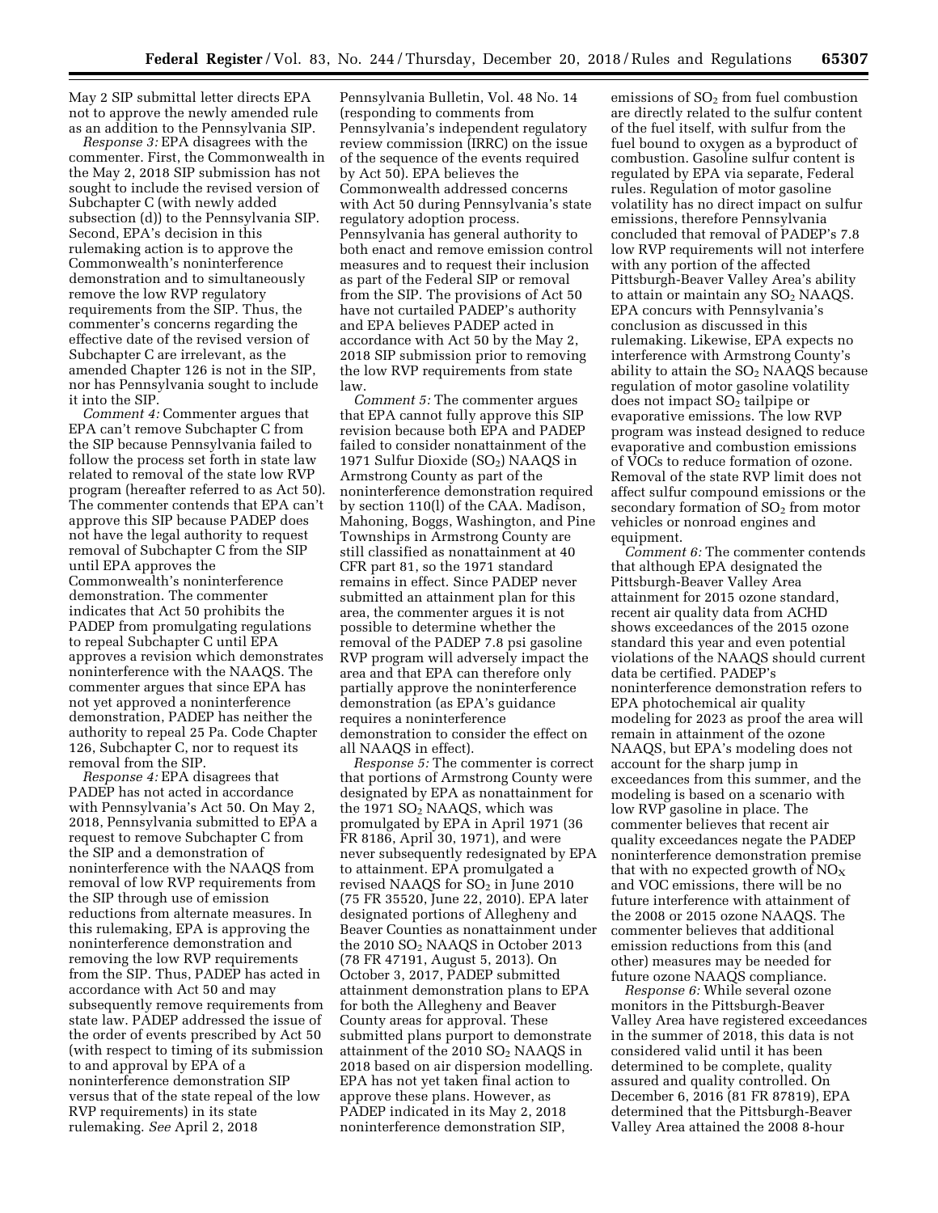May 2 SIP submittal letter directs EPA not to approve the newly amended rule as an addition to the Pennsylvania SIP.

*Response 3:* EPA disagrees with the commenter. First, the Commonwealth in the May 2, 2018 SIP submission has not sought to include the revised version of Subchapter C (with newly added subsection (d)) to the Pennsylvania SIP. Second, EPA's decision in this rulemaking action is to approve the Commonwealth's noninterference demonstration and to simultaneously remove the low RVP regulatory requirements from the SIP. Thus, the commenter's concerns regarding the effective date of the revised version of Subchapter C are irrelevant, as the amended Chapter 126 is not in the SIP, nor has Pennsylvania sought to include it into the SIP.

*Comment 4:* Commenter argues that EPA can't remove Subchapter C from the SIP because Pennsylvania failed to follow the process set forth in state law related to removal of the state low RVP program (hereafter referred to as Act 50). The commenter contends that EPA can't approve this SIP because PADEP does not have the legal authority to request removal of Subchapter C from the SIP until EPA approves the Commonwealth's noninterference demonstration. The commenter indicates that Act 50 prohibits the PADEP from promulgating regulations to repeal Subchapter C until EPA approves a revision which demonstrates noninterference with the NAAQS. The commenter argues that since EPA has not yet approved a noninterference demonstration, PADEP has neither the authority to repeal 25 Pa. Code Chapter 126, Subchapter C, nor to request its removal from the SIP.

*Response 4:* EPA disagrees that PADEP has not acted in accordance with Pennsylvania's Act 50. On May 2, 2018, Pennsylvania submitted to EPA a request to remove Subchapter C from the SIP and a demonstration of noninterference with the NAAQS from removal of low RVP requirements from the SIP through use of emission reductions from alternate measures. In this rulemaking, EPA is approving the noninterference demonstration and removing the low RVP requirements from the SIP. Thus, PADEP has acted in accordance with Act 50 and may subsequently remove requirements from state law. PADEP addressed the issue of the order of events prescribed by Act 50 (with respect to timing of its submission to and approval by EPA of a noninterference demonstration SIP versus that of the state repeal of the low RVP requirements) in its state rulemaking. *See* April 2, 2018 Pennsylvania Bulletin, Vol. 48 No. 14 (responding to comments from Pennsylvania's independent regulatory review commission (IRRC) on the issue of the sequence of the events required by Act 50). EPA believes the Commonwealth addressed concerns with Act 50 during Pennsylvania's state regulatory adoption process. Pennsylvania has general authority to both enact and remove emission control measures and to request their inclusion as part of the Federal SIP or removal from the SIP. The provisions of Act 50 have not curtailed PADEP's authority and EPA believes PADEP acted in accordance with Act 50 by the May 2, 2018 SIP submission prior to removing the low RVP requirements from state law.

*Comment 5:* The commenter argues that EPA cannot fully approve this SIP revision because both EPA and PADEP failed to consider nonattainment of the 1971 Sulfur Dioxide ($SO_2$) NAAQS in Armstrong County as part of the noninterference demonstration required by section 110(l) of the CAA. Madison, Mahoning, Boggs, Washington, and Pine Townships in Armstrong County are still classified as nonattainment at 40 CFR part 81, so the 1971 standard remains in effect. Since PADEP never submitted an attainment plan for this area, the commenter argues it is not possible to determine whether the removal of the PADEP 7.8 psi gasoline RVP program will adversely impact the area and that EPA can therefore only partially approve the noninterference demonstration (as EPA's guidance requires a noninterference demonstration to consider the effect on all NAAQS in effect).

*Response 5:* The commenter is correct that portions of Armstrong County were designated by EPA as nonattainment for the 1971 $SO_2$ NAAQS, which was promulgated by EPA in April 1971 (36 FR 8186, April 30, 1971), and were never subsequently redesignated by EPA to attainment. EPA promulgated a revised NAAQS for $SO_2$ in June 2010 (75 FR 35520, June 22, 2010). EPA later designated portions of Allegheny and Beaver Counties as nonattainment under the 2010 $SO_2$ NAAQS in October 2013 (78 FR 47191, August 5, 2013). On October 3, 2017, PADEP submitted attainment demonstration plans to EPA for both the Allegheny and Beaver County areas for approval. These submitted plans purport to demonstrate attainment of the 2010 $SO_2$ NAAQS in 2018 based on air dispersion modelling. EPA has not yet taken final action to approve these plans. However, as PADEP indicated in its May 2, 2018 noninterference demonstration SIP, emissions of $SO_2$ from fuel combustion are directly related to the sulfur content of the fuel itself, with sulfur from the fuel bound to oxygen as a byproduct of combustion. Gasoline sulfur content is regulated by EPA via separate, Federal rules. Regulation of motor gasoline volatility has no direct impact on sulfur emissions, therefore Pennsylvania concluded that removal of PADEP's 7.8 low RVP requirements will not interfere with any portion of the affected Pittsburgh-Beaver Valley Area's ability to attain or maintain any $SO_2$ NAAQS. EPA concurs with Pennsylvania's conclusion as discussed in this rulemaking. Likewise, EPA expects no interference with Armstrong County's ability to attain the $SO_2$ NAAQS because regulation of motor gasoline volatility does not impact $SO_2$ tailpipe or evaporative emissions. The low RVP program was instead designed to reduce evaporative and combustion emissions of VOCs to reduce formation of ozone. Removal of the state RVP limit does not affect sulfur compound emissions or the secondary formation of $SO_2$ from motor vehicles or nonroad engines and equipment.

*Comment 6:* The commenter contends that although EPA designated the Pittsburgh-Beaver Valley Area attainment for 2015 ozone standard, recent air quality data from ACHD shows exceedances of the 2015 ozone standard this year and even potential violations of the NAAQS should current data be certified. PADEP's noninterference demonstration refers to EPA photochemical air quality modeling for 2023 as proof the area will remain in attainment of the ozone NAAQS, but EPA's modeling does not account for the sharp jump in exceedances from this summer, and the modeling is based on a scenario with low RVP gasoline in place. The commenter believes that recent air quality exceedances negate the PADEP noninterference demonstration premise that with no expected growth of $NO_X$ and VOC emissions, there will be no future interference with attainment of the 2008 or 2015 ozone NAAQS. The commenter believes that additional emission reductions from this (and other) measures may be needed for future ozone NAAQS compliance.

*Response 6:* While several ozone monitors in the Pittsburgh-Beaver Valley Area have registered exceedances in the summer of 2018, this data is not considered valid until it has been determined to be complete, quality assured and quality controlled. On December 6, 2016 (81 FR 87819), EPA determined that the Pittsburgh-Beaver Valley Area attained the 2008 8-hour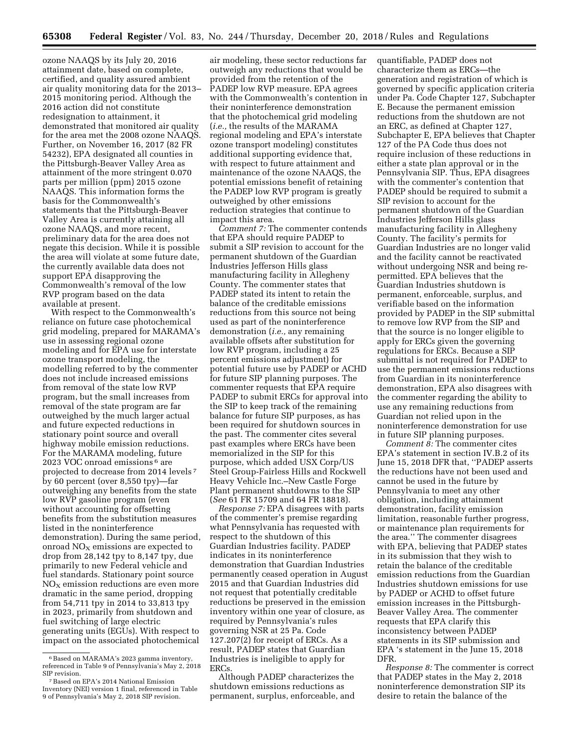ozone NAAQS by its July 20, 2016 attainment date, based on complete, certified, and quality assured ambient air quality monitoring data for the 2013–2015 monitoring period. Although the 2016 action did not constitute redesignation to attainment, it demonstrated that monitored air quality for the area met the 2008 ozone NAAQS. Further, on November 16, 2017 (82 FR 54232), EPA designated all counties in the Pittsburgh-Beaver Valley Area as attainment of the more stringent 0.070 parts per million (ppm) 2015 ozone NAAQS. This information forms the basis for the Commonwealth's statements that the Pittsburgh-Beaver Valley Area is currently attaining all ozone NAAQS, and more recent, preliminary data for the area does not negate this decision. While it is possible the area will violate at some future date, the currently available data does not support EPA disapproving the Commonwealth's removal of the low RVP program based on the data available at present.

With respect to the Commonwealth's reliance on future case photochemical grid modeling, prepared for MARAMA's use in assessing regional ozone modeling and for EPA use for interstate ozone transport modeling, the modelling referred to by the commenter does not include increased emissions from removal of the state low RVP program, but the small increases from removal of the state program are far outweighed by the much larger actual and future expected reductions in stationary point source and overall highway mobile emission reductions. For the MARAMA modeling, future 2023 VOC onroad emissions[6] are projected to decrease from 2014 levels[7] by 60 percent (over 8,550 tpy)—far outweighing any benefits from the state low RVP gasoline program (even without accounting for offsetting benefits from the substitution measures listed in the noninterference demonstration). During the same period, onroad $NO_X$ emissions are expected to drop from 28,142 tpy to 8,147 tpy, due primarily to new Federal vehicle and fuel standards. Stationary point source $NO_X$ emission reductions are even more dramatic in the same period, dropping from 54,711 tpy in 2014 to 33,813 tpy in 2023, primarily from shutdown and fuel switching of large electric generating units (EGUs). With respect to impact on the associated photochemical air modeling, these sector reductions far outweigh any reductions that would be provided from the retention of the PADEP low RVP measure. EPA agrees with the Commonwealth's contention in their noninterference demonstration that the photochemical grid modeling (*i.e.,* the results of the MARAMA regional modeling and EPA's interstate ozone transport modeling) constitutes additional supporting evidence that, with respect to future attainment and maintenance of the ozone NAAQS, the potential emissions benefit of retaining the PADEP low RVP program is greatly outweighed by other emissions reduction strategies that continue to impact this area.

*Comment 7:* The commenter contends that EPA should require PADEP to submit a SIP revision to account for the permanent shutdown of the Guardian Industries Jefferson Hills glass manufacturing facility in Allegheny County. The commenter states that PADEP stated its intent to retain the balance of the creditable emissions reductions from this source not being used as part of the noninterference demonstration (*i.e.,* any remaining available offsets after substitution for low RVP program, including a 25 percent emissions adjustment) for potential future use by PADEP or ACHD for future SIP planning purposes. The commenter requests that EPA require PADEP to submit ERCs for approval into the SIP to keep track of the remaining balance for future SIP purposes, as has been required for shutdown sources in the past. The commenter cites several past examples where ERCs have been memorialized in the SIP for this purpose, which added USX Corp/US Steel Group-Fairless Hills and Rockwell Heavy Vehicle Inc.–New Castle Forge Plant permanent shutdowns to the SIP (*See* 61 FR 15709 and 64 FR 18818).

*Response 7:* EPA disagrees with parts of the commenter's premise regarding what Pennsylvania has requested with respect to the shutdown of this Guardian Industries facility. PADEP indicates in its noninterference demonstration that Guardian Industries permanently ceased operation in August 2015 and that Guardian Industries did not request that potentially creditable reductions be preserved in the emission inventory within one year of closure, as required by Pennsylvania's rules governing NSR at 25 Pa. Code 127.207(2) for receipt of ERCs. As a result, PADEP states that Guardian Industries is ineligible to apply for ERCs.

Although PADEP characterizes the shutdown emissions reductions as permanent, surplus, enforceable, and quantifiable, PADEP does not characterize them as ERCs—the generation and registration of which is governed by specific application criteria under Pa. Code Chapter 127, Subchapter E. Because the permanent emission reductions from the shutdown are not an ERC, as defined at Chapter 127, Subchapter E, EPA believes that Chapter 127 of the PA Code thus does not require inclusion of these reductions in either a state plan approval or in the Pennsylvania SIP. Thus, EPA disagrees with the commenter's contention that PADEP should be required to submit a SIP revision to account for the permanent shutdown of the Guardian Industries Jefferson Hills glass manufacturing facility in Allegheny County. The facility's permits for Guardian Industries are no longer valid and the facility cannot be reactivated without undergoing NSR and being re-permitted. EPA believes that the Guardian Industries shutdown is permanent, enforceable, surplus, and verifiable based on the information provided by PADEP in the SIP submittal to remove low RVP from the SIP and that the source is no longer eligible to apply for ERCs given the governing regulations for ERCs. Because a SIP submittal is not required for PADEP to use the permanent emissions reductions from Guardian in its noninterference demonstration, EPA also disagrees with the commenter regarding the ability to use any remaining reductions from Guardian not relied upon in the noninterference demonstration for use in future SIP planning purposes.

*Comment 8:* The commenter cites EPA's statement in section IV.B.2 of its June 15, 2018 DFR that, ''PADEP asserts the reductions have not been used and cannot be used in the future by Pennsylvania to meet any other obligation, including attainment demonstration, facility emission limitation, reasonable further progress, or maintenance plan requirements for the area.'' The commenter disagrees with EPA, believing that PADEP states in its submission that they wish to retain the balance of the creditable emission reductions from the Guardian Industries shutdown emissions for use by PADEP or ACHD to offset future emission increases in the Pittsburgh-Beaver Valley Area. The commenter requests that EPA clarify this inconsistency between PADEP statements in its SIP submission and EPA 's statement in the June 15, 2018 DFR.

*Response 8:* The commenter is correct that PADEP states in the May 2, 2018 noninterference demonstration SIP its desire to retain the balance of the

[6] Based on MARAMA's 2023 gamma inventory, referenced in Table 9 of Pennsylvania's May 2, 2018 SIP revision.

[7] Based on EPA's 2014 National Emission Inventory (NEI) version 1 final, referenced in Table 9 of Pennsylvania's May 2, 2018 SIP revision.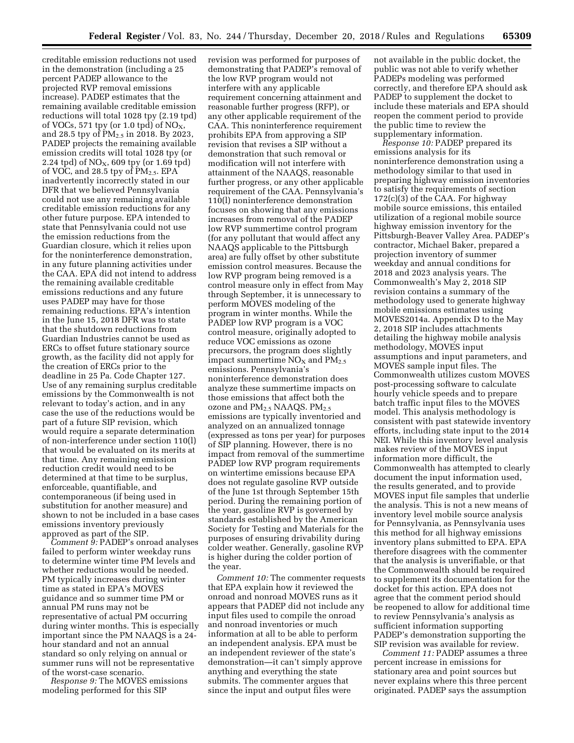creditable emission reductions not used in the demonstration (including a 25 percent PADEP allowance to the projected RVP removal emissions increase). PADEP estimates that the remaining available creditable emission reductions will total 1028 tpy (2.19 tpd) of VOCs, 571 tpy (or 1.0 tpd) of $NO_X$, and 28.5 tpy of $PM_{2.5}$ in 2018. By 2023, PADEP projects the remaining available emission credits will total 1028 tpy (or 2.24 tpd) of $NO_X$, 609 tpy (or 1.69 tpd) of VOC, and 28.5 tpy of $PM_{2.5}$. EPA inadvertently incorrectly stated in our DFR that we believed Pennsylvania could not use any remaining available creditable emission reductions for any other future purpose. EPA intended to state that Pennsylvania could not use the emission reductions from the Guardian closure, which it relies upon for the noninterference demonstration, in any future planning activities under the CAA. EPA did not intend to address the remaining available creditable emissions reductions and any future uses PADEP may have for those remaining reductions. EPA's intention in the June 15, 2018 DFR was to state that the shutdown reductions from Guardian Industries cannot be used as ERCs to offset future stationary source growth, as the facility did not apply for the creation of ERCs prior to the deadline in 25 Pa. Code Chapter 127. Use of any remaining surplus creditable emissions by the Commonwealth is not relevant to today's action, and in any case the use of the reductions would be part of a future SIP revision, which would require a separate determination of non-interference under section 110(l) that would be evaluated on its merits at that time. Any remaining emission reduction credit would need to be determined at that time to be surplus, enforceable, quantifiable, and contemporaneous (if being used in substitution for another measure) and shown to not be included in a base cases emissions inventory previously approved as part of the SIP.

*Comment 9:* PADEP's onroad analyses failed to perform winter weekday runs to determine winter time PM levels and whether reductions would be needed. PM typically increases during winter time as stated in EPA's MOVES guidance and so summer time PM or annual PM runs may not be representative of actual PM occurring during winter months. This is especially important since the PM NAAQS is a 24-hour standard and not an annual standard so only relying on annual or summer runs will not be representative of the worst-case scenario.

*Response 9:* The MOVES emissions modeling performed for this SIP revision was performed for purposes of demonstrating that PADEP's removal of the low RVP program would not interfere with any applicable requirement concerning attainment and reasonable further progress (RFP), or any other applicable requirement of the CAA. This noninterference requirement prohibits EPA from approving a SIP revision that revises a SIP without a demonstration that such removal or modification will not interfere with attainment of the NAAQS, reasonable further progress, or any other applicable requirement of the CAA. Pennsylvania's 110(l) noninterference demonstration focuses on showing that any emissions increases from removal of the PADEP low RVP summertime control program (for any pollutant that would affect any NAAQS applicable to the Pittsburgh area) are fully offset by other substitute emission control measures. Because the low RVP program being removed is a control measure only in effect from May through September, it is unnecessary to perform MOVES modeling of the program in winter months. While the PADEP low RVP program is a VOC control measure, originally adopted to reduce VOC emissions as ozone precursors, the program does slightly impact summertime $NO_X$ and $PM_{2.5}$ emissions. Pennsylvania's noninterference demonstration does analyze these summertime impacts on those emissions that affect both the ozone and $PM_{2.5}$ NAAQS. $PM_{2.5}$ emissions are typically inventoried and analyzed on an annualized tonnage (expressed as tons per year) for purposes of SIP planning. However, there is no impact from removal of the summertime PADEP low RVP program requirements on wintertime emissions because EPA does not regulate gasoline RVP outside of the June 1st through September 15th period. During the remaining portion of the year, gasoline RVP is governed by standards established by the American Society for Testing and Materials for the purposes of ensuring drivability during colder weather. Generally, gasoline RVP is higher during the colder portion of the year.

*Comment 10:* The commenter requests that EPA explain how it reviewed the onroad and nonroad MOVES runs as it appears that PADEP did not include any input files used to compile the onroad and nonroad inventories or much information at all to be able to perform an independent analysis. EPA must be an independent reviewer of the state's demonstration—it can't simply approve anything and everything the state submits. The commenter argues that since the input and output files were not available in the public docket, the public was not able to verify whether PADEPs modeling was performed correctly, and therefore EPA should ask PADEP to supplement the docket to include these materials and EPA should reopen the comment period to provide the public time to review the supplementary information.

*Response 10:* PADEP prepared its emissions analysis for its noninterference demonstration using a methodology similar to that used in preparing highway emission inventories to satisfy the requirements of section 172(c)(3) of the CAA. For highway mobile source emissions, this entailed utilization of a regional mobile source highway emission inventory for the Pittsburgh-Beaver Valley Area. PADEP's contractor, Michael Baker, prepared a projection inventory of summer weekday and annual conditions for 2018 and 2023 analysis years. The Commonwealth's May 2, 2018 SIP revision contains a summary of the methodology used to generate highway mobile emissions estimates using MOVES2014a. Appendix D to the May 2, 2018 SIP includes attachments detailing the highway mobile analysis methodology, MOVES input assumptions and input parameters, and MOVES sample input files. The Commonwealth utilizes custom MOVES post-processing software to calculate hourly vehicle speeds and to prepare batch traffic input files to the MOVES model. This analysis methodology is consistent with past statewide inventory efforts, including state input to the 2014 NEI. While this inventory level analysis makes review of the MOVES input information more difficult, the Commonwealth has attempted to clearly document the input information used, the results generated, and to provide MOVES input file samples that underlie the analysis. This is not a new means of inventory level mobile source analysis for Pennsylvania, as Pennsylvania uses this method for all highway emissions inventory plans submitted to EPA. EPA therefore disagrees with the commenter that the analysis is unverifiable, or that the Commonwealth should be required to supplement its documentation for the docket for this action. EPA does not agree that the comment period should be reopened to allow for additional time to review Pennsylvania's analysis as sufficient information supporting PADEP's demonstration supporting the SIP revision was available for review.

*Comment 11:* PADEP assumes a three percent increase in emissions for stationary area and point sources but never explains where this three percent originated. PADEP says the assumption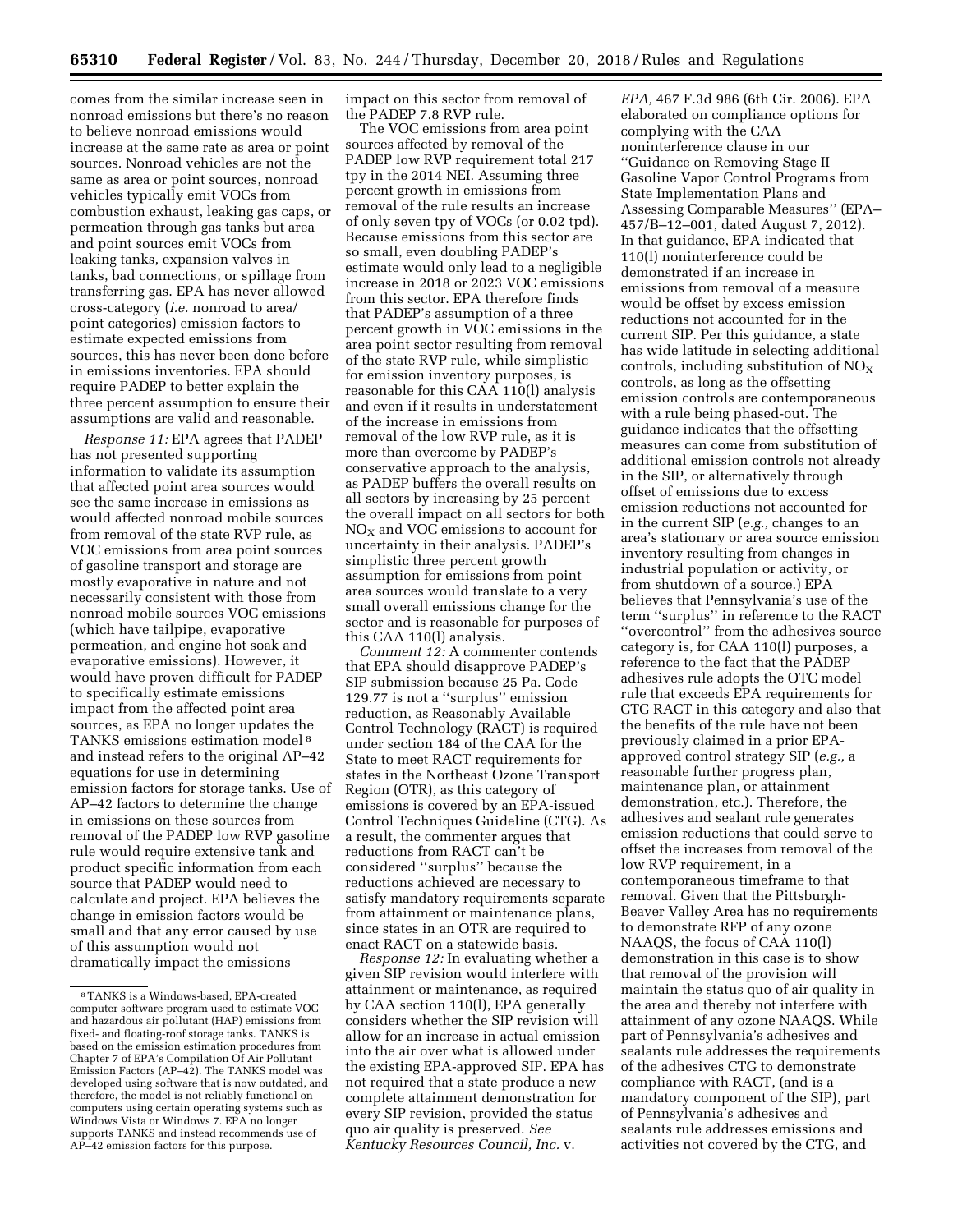comes from the similar increase seen in nonroad emissions but there's no reason to believe nonroad emissions would increase at the same rate as area or point sources. Nonroad vehicles are not the same as area or point sources, nonroad vehicles typically emit VOCs from combustion exhaust, leaking gas caps, or permeation through gas tanks but area and point sources emit VOCs from leaking tanks, expansion valves in tanks, bad connections, or spillage from transferring gas. EPA has never allowed cross-category (*i.e.* nonroad to area/point categories) emission factors to estimate expected emissions from sources, this has never been done before in emissions inventories. EPA should require PADEP to better explain the three percent assumption to ensure their assumptions are valid and reasonable.

*Response 11:* EPA agrees that PADEP has not presented supporting information to validate its assumption that affected point area sources would see the same increase in emissions as would affected nonroad mobile sources from removal of the state RVP rule, as VOC emissions from area point sources of gasoline transport and storage are mostly evaporative in nature and not necessarily consistent with those from nonroad mobile sources VOC emissions (which have tailpipe, evaporative permeation, and engine hot soak and evaporative emissions). However, it would have proven difficult for PADEP to specifically estimate emissions impact from the affected point area sources, as EPA no longer updates the TANKS emissions estimation model [8] and instead refers to the original AP–42 equations for use in determining emission factors for storage tanks. Use of AP–42 factors to determine the change in emissions on these sources from removal of the PADEP low RVP gasoline rule would require extensive tank and product specific information from each source that PADEP would need to calculate and project. EPA believes the change in emission factors would be small and that any error caused by use of this assumption would not dramatically impact the emissions impact on this sector from removal of the PADEP 7.8 RVP rule.

The VOC emissions from area point sources affected by removal of the PADEP low RVP requirement total 217 tpy in the 2014 NEI. Assuming three percent growth in emissions from removal of the rule results an increase of only seven tpy of VOCs (or 0.02 tpd). Because emissions from this sector are so small, even doubling PADEP's estimate would only lead to a negligible increase in 2018 or 2023 VOC emissions from this sector. EPA therefore finds that PADEP's assumption of a three percent growth in VOC emissions in the area point sector resulting from removal of the state RVP rule, while simplistic for emission inventory purposes, is reasonable for this CAA 110(l) analysis and even if it results in understatement of the increase in emissions from removal of the low RVP rule, as it is more than overcome by PADEP's conservative approach to the analysis, as PADEP buffers the overall results on all sectors by increasing by 25 percent the overall impact on all sectors for both $NO_X$ and VOC emissions to account for uncertainty in their analysis. PADEP's simplistic three percent growth assumption for emissions from point area sources would translate to a very small overall emissions change for the sector and is reasonable for purposes of this CAA 110(l) analysis.

*Comment 12:* A commenter contends that EPA should disapprove PADEP's SIP submission because 25 Pa. Code 129.77 is not a ''surplus'' emission reduction, as Reasonably Available Control Technology (RACT) is required under section 184 of the CAA for the State to meet RACT requirements for states in the Northeast Ozone Transport Region (OTR), as this category of emissions is covered by an EPA-issued Control Techniques Guideline (CTG). As a result, the commenter argues that reductions from RACT can't be considered ''surplus'' because the reductions achieved are necessary to satisfy mandatory requirements separate from attainment or maintenance plans, since states in an OTR are required to enact RACT on a statewide basis.

*Response 12:* In evaluating whether a given SIP revision would interfere with attainment or maintenance, as required by CAA section 110(l), EPA generally considers whether the SIP revision will allow for an increase in actual emission into the air over what is allowed under the existing EPA-approved SIP. EPA has not required that a state produce a new complete attainment demonstration for every SIP revision, provided the status quo air quality is preserved. *See Kentucky Resources Council, Inc.* v. *EPA,* 467 F.3d 986 (6th Cir. 2006). EPA elaborated on compliance options for complying with the CAA noninterference clause in our ''Guidance on Removing Stage II Gasoline Vapor Control Programs from State Implementation Plans and Assessing Comparable Measures'' (EPA–457/B–12–001, dated August 7, 2012). In that guidance, EPA indicated that 110(l) noninterference could be demonstrated if an increase in emissions from removal of a measure would be offset by excess emission reductions not accounted for in the current SIP. Per this guidance, a state has wide latitude in selecting additional controls, including substitution of $NO_X$ controls, as long as the offsetting emission controls are contemporaneous with a rule being phased-out. The guidance indicates that the offsetting measures can come from substitution of additional emission controls not already in the SIP, or alternatively through offset of emissions due to excess emission reductions not accounted for in the current SIP (*e.g.,* changes to an area's stationary or area source emission inventory resulting from changes in industrial population or activity, or from shutdown of a source.) EPA believes that Pennsylvania's use of the term ''surplus'' in reference to the RACT ''overcontrol'' from the adhesives source category is, for CAA 110(l) purposes, a reference to the fact that the PADEP adhesives rule adopts the OTC model rule that exceeds EPA requirements for CTG RACT in this category and also that the benefits of the rule have not been previously claimed in a prior EPA-approved control strategy SIP (*e.g.,* a reasonable further progress plan, maintenance plan, or attainment demonstration, etc.). Therefore, the adhesives and sealant rule generates emission reductions that could serve to offset the increases from removal of the low RVP requirement, in a contemporaneous timeframe to that removal. Given that the Pittsburgh-Beaver Valley Area has no requirements to demonstrate RFP of any ozone NAAQS, the focus of CAA 110(l) demonstration in this case is to show that removal of the provision will maintain the status quo of air quality in the area and thereby not interfere with attainment of any ozone NAAQS. While part of Pennsylvania's adhesives and sealants rule addresses the requirements of the adhesives CTG to demonstrate compliance with RACT, (and is a mandatory component of the SIP), part of Pennsylvania's adhesives and sealants rule addresses emissions and activities not covered by the CTG, and

[8] TANKS is a Windows-based, EPA-created computer software program used to estimate VOC and hazardous air pollutant (HAP) emissions from fixed- and floating-roof storage tanks. TANKS is based on the emission estimation procedures from Chapter 7 of EPA's Compilation Of Air Pollutant Emission Factors (AP–42). The TANKS model was developed using software that is now outdated, and therefore, the model is not reliably functional on computers using certain operating systems such as Windows Vista or Windows 7. EPA no longer supports TANKS and instead recommends use of AP–42 emission factors for this purpose.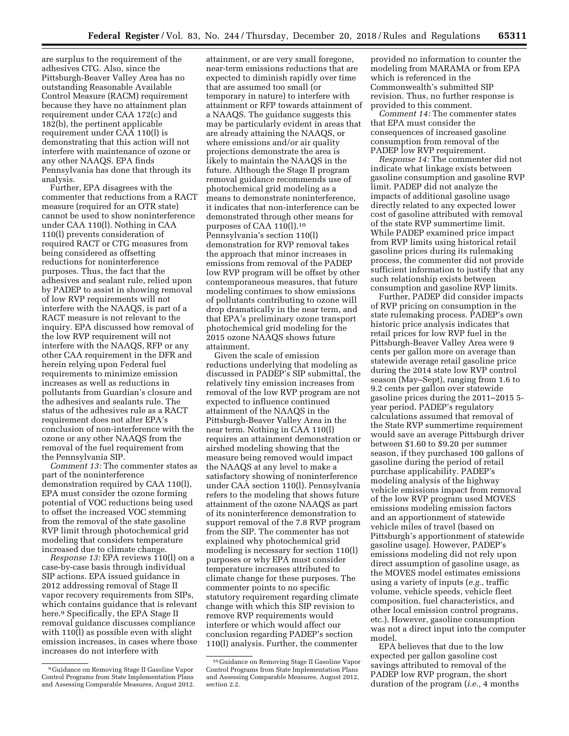are surplus to the requirement of the adhesives CTG. Also, since the Pittsburgh-Beaver Valley Area has no outstanding Reasonable Available Control Measure (RACM) requirement because they have no attainment plan requirement under CAA 172(c) and 182(b), the pertinent applicable requirement under CAA 110(l) is demonstrating that this action will not interfere with maintenance of ozone or any other NAAQS. EPA finds Pennsylvania has done that through its analysis.

Further, EPA disagrees with the commenter that reductions from a RACT measure (required for an OTR state) cannot be used to show noninterference under CAA 110(l). Nothing in CAA 110(l) prevents consideration of required RACT or CTG measures from being considered as offsetting reductions for noninterference purposes. Thus, the fact that the adhesives and sealant rule, relied upon by PADEP to assist in showing removal of low RVP requirements will not interfere with the NAAQS, is part of a RACT measure is not relevant to the inquiry. EPA discussed how removal of the low RVP requirement will not interfere with the NAAQS, RFP or any other CAA requirement in the DFR and herein relying upon Federal fuel requirements to minimize emission increases as well as reductions in pollutants from Guardian's closure and the adhesives and sealants rule. The status of the adhesives rule as a RACT requirement does not alter EPA's conclusion of non-interference with the ozone or any other NAAQS from the removal of the fuel requirement from the Pennsylvania SIP.

*Comment 13:* The commenter states as part of the noninterference demonstration required by CAA 110(l), EPA must consider the ozone forming potential of VOC reductions being used to offset the increased VOC stemming from the removal of the state gasoline RVP limit through photochemical grid modeling that considers temperature increased due to climate change.

*Response 13:* EPA reviews 110(l) on a case-by-case basis through individual SIP actions. EPA issued guidance in 2012 addressing removal of Stage II vapor recovery requirements from SIPs, which contains guidance that is relevant here.[9] Specifically, the EPA Stage II removal guidance discusses compliance with 110(l) as possible even with slight emission increases, in cases where those increases do not interfere with attainment, or are very small foregone, near-term emissions reductions that are expected to diminish rapidly over time that are assumed too small (or temporary in nature) to interfere with attainment or RFP towards attainment of a NAAQS. The guidance suggests this may be particularly evident in areas that are already attaining the NAAQS, or where emissions and/or air quality projections demonstrate the area is likely to maintain the NAAQS in the future. Although the Stage II program removal guidance recommends use of photochemical grid modeling as a means to demonstrate noninterference, it indicates that non-interference can be demonstrated through other means for purposes of CAA 110(l).[10] Pennsylvania's section 110(l) demonstration for RVP removal takes the approach that minor increases in emissions from removal of the PADEP low RVP program will be offset by other contemporaneous measures, that future modeling continues to show emissions of pollutants contributing to ozone will drop dramatically in the near term, and that EPA's preliminary ozone transport photochemical grid modeling for the 2015 ozone NAAQS shows future attainment.

Given the scale of emission reductions underlying that modeling as discussed in PADEP's SIP submittal, the relatively tiny emission increases from removal of the low RVP program are not expected to influence continued attainment of the NAAQS in the Pittsburgh-Beaver Valley Area in the near term. Nothing in CAA 110(l) requires an attainment demonstration or airshed modeling showing that the measure being removed would impact the NAAQS at any level to make a satisfactory showing of noninterference under CAA section 110(l). Pennsylvania refers to the modeling that shows future attainment of the ozone NAAQS as part of its noninterference demonstration to support removal of the 7.8 RVP program from the SIP. The commenter has not explained why photochemical grid modeling is necessary for section 110(l) purposes or why EPA must consider temperature increases attributed to climate change for these purposes. The commenter points to no specific statutory requirement regarding climate change with which this SIP revision to remove RVP requirements would interfere or which would affect our conclusion regarding PADEP's section 110(l) analysis. Further, the commenter provided no information to counter the modeling from MARAMA or from EPA which is referenced in the Commonwealth's submitted SIP revision. Thus, no further response is provided to this comment.

*Comment 14:* The commenter states that EPA must consider the consequences of increased gasoline consumption from removal of the PADEP low RVP requirement.

*Response 14:* The commenter did not indicate what linkage exists between gasoline consumption and gasoline RVP limit. PADEP did not analyze the impacts of additional gasoline usage directly related to any expected lower cost of gasoline attributed with removal of the state RVP summertime limit. While PADEP examined price impact from RVP limits using historical retail gasoline prices during its rulemaking process, the commenter did not provide sufficient information to justify that any such relationship exists between consumption and gasoline RVP limits.

Further, PADEP did consider impacts of RVP pricing on consumption in the state rulemaking process. PADEP's own historic price analysis indicates that retail prices for low RVP fuel in the Pittsburgh-Beaver Valley Area were 9 cents per gallon more on average than statewide average retail gasoline price during the 2014 state low RVP control season (May–Sept), ranging from 1.6 to 9.2 cents per gallon over statewide gasoline prices during the 2011–2015 5-year period. PADEP's regulatory calculations assumed that removal of the State RVP summertime requirement would save an average Pittsburgh driver between $1.60 to $9.20 per summer season, if they purchased 100 gallons of gasoline during the period of retail purchase applicability. PADEP's modeling analysis of the highway vehicle emissions impact from removal of the low RVP program used MOVES emissions modeling emission factors and an apportionment of statewide vehicle miles of travel (based on Pittsburgh's apportionment of statewide gasoline usage). However, PADEP's emissions modeling did not rely upon direct assumption of gasoline usage, as the MOVES model estimates emissions using a variety of inputs (*e.g.,* traffic volume, vehicle speeds, vehicle fleet composition, fuel characteristics, and other local emission control programs, etc.). However, gasoline consumption was not a direct input into the computer model.

EPA believes that due to the low expected per gallon gasoline cost savings attributed to removal of the PADEP low RVP program, the short duration of the program (*i.e.,* 4 months

[9] Guidance on Removing Stage II Gasoline Vapor Control Programs from State Implementation Plans and Assessing Comparable Measures, August 2012.

[10] Guidance on Removing Stage II Gasoline Vapor Control Programs from State Implementation Plans and Assessing Comparable Measures, August 2012, section 2.2.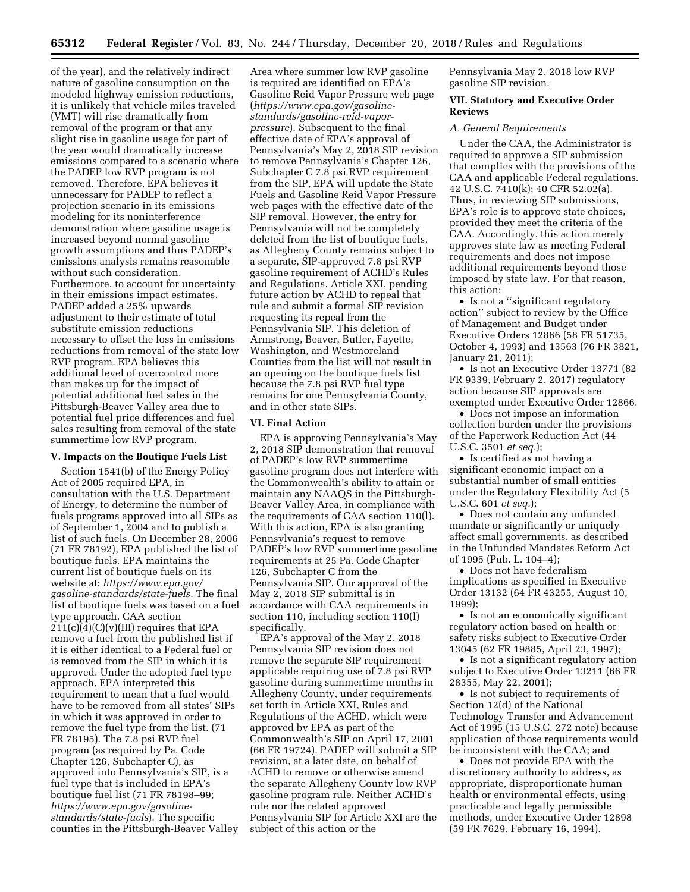of the year), and the relatively indirect nature of gasoline consumption on the modeled highway emission reductions, it is unlikely that vehicle miles traveled (VMT) will rise dramatically from removal of the program or that any slight rise in gasoline usage for part of the year would dramatically increase emissions compared to a scenario where the PADEP low RVP program is not removed. Therefore, EPA believes it unnecessary for PADEP to reflect a projection scenario in its emissions modeling for its noninterference demonstration where gasoline usage is increased beyond normal gasoline growth assumptions and thus PADEP's emissions analysis remains reasonable without such consideration. Furthermore, to account for uncertainty in their emissions impact estimates, PADEP added a 25% upwards adjustment to their estimate of total substitute emission reductions necessary to offset the loss in emissions reductions from removal of the state low RVP program. EPA believes this additional level of overcontrol more than makes up for the impact of potential additional fuel sales in the Pittsburgh-Beaver Valley area due to potential fuel price differences and fuel sales resulting from removal of the state summertime low RVP program.

## V. Impacts on the Boutique Fuels List

Section 1541(b) of the Energy Policy Act of 2005 required EPA, in consultation with the U.S. Department of Energy, to determine the number of fuels programs approved into all SIPs as of September 1, 2004 and to publish a list of such fuels. On December 28, 2006 (71 FR 78192), EPA published the list of boutique fuels. EPA maintains the current list of boutique fuels on its website at: *https://www.epa.gov/gasoline-standards/state-fuels.* The final list of boutique fuels was based on a fuel type approach. CAA section 211(c)(4)(C)(v)(III) requires that EPA remove a fuel from the published list if it is either identical to a Federal fuel or is removed from the SIP in which it is approved. Under the adopted fuel type approach, EPA interpreted this requirement to mean that a fuel would have to be removed from all states' SIPs in which it was approved in order to remove the fuel type from the list. (71 FR 78195). The 7.8 psi RVP fuel program (as required by Pa. Code Chapter 126, Subchapter C), as approved into Pennsylvania's SIP, is a fuel type that is included in EPA's boutique fuel list (71 FR 78198–99; *https://www.epa.gov/gasoline-standards/state-fuels*). The specific counties in the Pittsburgh-Beaver Valley Area where summer low RVP gasoline is required are identified on EPA's Gasoline Reid Vapor Pressure web page (*https://www.epa.gov/gasoline-standards/gasoline-reid-vapor-pressure*). Subsequent to the final effective date of EPA's approval of Pennsylvania's May 2, 2018 SIP revision to remove Pennsylvania's Chapter 126, Subchapter C 7.8 psi RVP requirement from the SIP, EPA will update the State Fuels and Gasoline Reid Vapor Pressure web pages with the effective date of the SIP removal. However, the entry for Pennsylvania will not be completely deleted from the list of boutique fuels, as Allegheny County remains subject to a separate, SIP-approved 7.8 psi RVP gasoline requirement of ACHD's Rules and Regulations, Article XXI, pending future action by ACHD to repeal that rule and submit a formal SIP revision requesting its repeal from the Pennsylvania SIP. This deletion of Armstrong, Beaver, Butler, Fayette, Washington, and Westmoreland Counties from the list will not result in an opening on the boutique fuels list because the 7.8 psi RVP fuel type remains for one Pennsylvania County, and in other state SIPs.

## VI. Final Action

EPA is approving Pennsylvania's May 2, 2018 SIP demonstration that removal of PADEP's low RVP summertime gasoline program does not interfere with the Commonwealth's ability to attain or maintain any NAAQS in the Pittsburgh-Beaver Valley Area, in compliance with the requirements of CAA section 110(l). With this action, EPA is also granting Pennsylvania's request to remove PADEP's low RVP summertime gasoline requirements at 25 Pa. Code Chapter 126, Subchapter C from the Pennsylvania SIP. Our approval of the May 2, 2018 SIP submittal is in accordance with CAA requirements in section 110, including section 110(l) specifically.

EPA's approval of the May 2, 2018 Pennsylvania SIP revision does not remove the separate SIP requirement applicable requiring use of 7.8 psi RVP gasoline during summertime months in Allegheny County, under requirements set forth in Article XXI, Rules and Regulations of the ACHD, which were approved by EPA as part of the Commonwealth's SIP on April 17, 2001 (66 FR 19724). PADEP will submit a SIP revision, at a later date, on behalf of ACHD to remove or otherwise amend the separate Allegheny County low RVP gasoline program rule. Neither ACHD's rule nor the related approved Pennsylvania SIP for Article XXI are the subject of this action or the Pennsylvania May 2, 2018 low RVP gasoline SIP revision.

## VII. Statutory and Executive Order Reviews

### *A. General Requirements*

Under the CAA, the Administrator is required to approve a SIP submission that complies with the provisions of the CAA and applicable Federal regulations. 42 U.S.C. 7410(k); 40 CFR 52.02(a). Thus, in reviewing SIP submissions, EPA's role is to approve state choices, provided they meet the criteria of the CAA. Accordingly, this action merely approves state law as meeting Federal requirements and does not impose additional requirements beyond those imposed by state law. For that reason, this action:

- Is not a "significant regulatory action" subject to review by the Office of Management and Budget under Executive Orders 12866 (58 FR 51735, October 4, 1993) and 13563 (76 FR 3821, January 21, 2011);
- Is not an Executive Order 13771 (82 FR 9339, February 2, 2017) regulatory action because SIP approvals are exempted under Executive Order 12866.
- Does not impose an information collection burden under the provisions of the Paperwork Reduction Act (44 U.S.C. 3501 *et seq.*);
- Is certified as not having a significant economic impact on a substantial number of small entities under the Regulatory Flexibility Act (5 U.S.C. 601 *et seq.*);
- Does not contain any unfunded mandate or significantly or uniquely affect small governments, as described in the Unfunded Mandates Reform Act of 1995 (Pub. L. 104–4);
- Does not have federalism implications as specified in Executive Order 13132 (64 FR 43255, August 10, 1999);
- Is not an economically significant regulatory action based on health or safety risks subject to Executive Order 13045 (62 FR 19885, April 23, 1997);
- Is not a significant regulatory action subject to Executive Order 13211 (66 FR 28355, May 22, 2001);
- Is not subject to requirements of Section 12(d) of the National Technology Transfer and Advancement Act of 1995 (15 U.S.C. 272 note) because application of those requirements would be inconsistent with the CAA; and
- Does not provide EPA with the discretionary authority to address, as appropriate, disproportionate human health or environmental effects, using practicable and legally permissible methods, under Executive Order 12898 (59 FR 7629, February 16, 1994).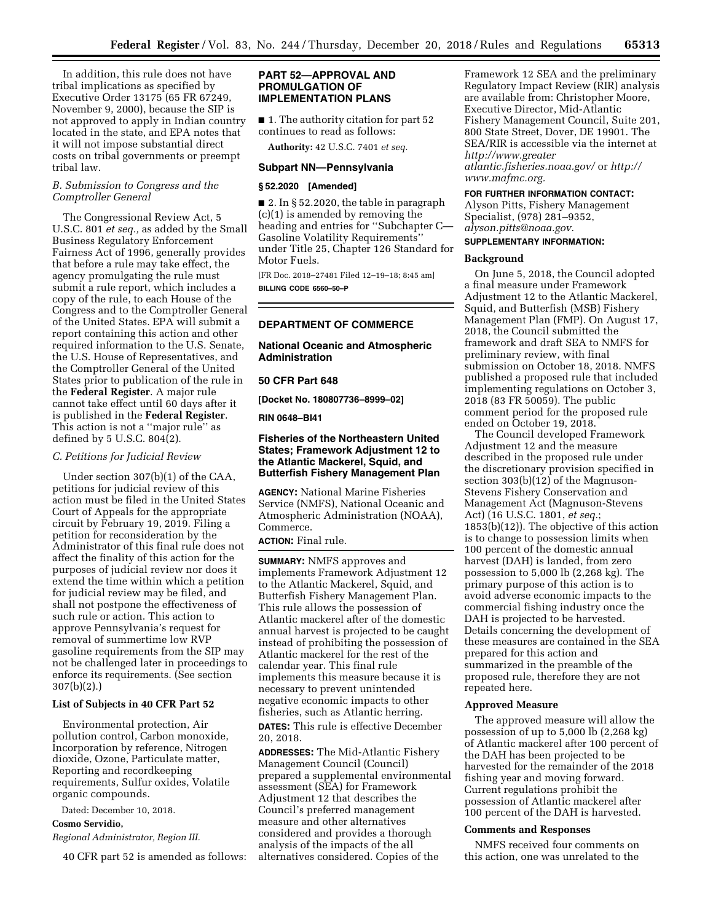In addition, this rule does not have tribal implications as specified by Executive Order 13175 (65 FR 67249, November 9, 2000), because the SIP is not approved to apply in Indian country located in the state, and EPA notes that it will not impose substantial direct costs on tribal governments or preempt tribal law.

### *B. Submission to Congress and the Comptroller General*

The Congressional Review Act, 5 U.S.C. 801 *et seq.,* as added by the Small Business Regulatory Enforcement Fairness Act of 1996, generally provides that before a rule may take effect, the agency promulgating the rule must submit a rule report, which includes a copy of the rule, to each House of the Congress and to the Comptroller General of the United States. EPA will submit a report containing this action and other required information to the U.S. Senate, the U.S. House of Representatives, and the Comptroller General of the United States prior to publication of the rule in the **Federal Register**. A major rule cannot take effect until 60 days after it is published in the **Federal Register**. This action is not a ''major rule'' as defined by 5 U.S.C. 804(2).

### *C. Petitions for Judicial Review*

Under section 307(b)(1) of the CAA, petitions for judicial review of this action must be filed in the United States Court of Appeals for the appropriate circuit by February 19, 2019. Filing a petition for reconsideration by the Administrator of this final rule does not affect the finality of this action for the purposes of judicial review nor does it extend the time within which a petition for judicial review may be filed, and shall not postpone the effectiveness of such rule or action. This action to approve Pennsylvania's request for removal of summertime low RVP gasoline requirements from the SIP may not be challenged later in proceedings to enforce its requirements. (See section 307(b)(2).)

### List of Subjects in 40 CFR Part 52

Environmental protection, Air pollution control, Carbon monoxide, Incorporation by reference, Nitrogen dioxide, Ozone, Particulate matter, Reporting and recordkeeping requirements, Sulfur oxides, Volatile organic compounds.

Dated: December 10, 2018.

**Cosmo Servidio,**

*Regional Administrator, Region III.*

40 CFR part 52 is amended as follows:

## PART 52—APPROVAL AND PROMULGATION OF IMPLEMENTATION PLANS

■ 1. The authority citation for part 52 continues to read as follows:

**Authority:** 42 U.S.C. 7401 *et seq.*

### Subpart NN—Pennsylvania

### § 52.2020 [Amended]

■ 2. In § 52.2020, the table in paragraph (c)(1) is amended by removing the heading and entries for ''Subchapter C—Gasoline Volatility Requirements'' under Title 25, Chapter 126 Standard for Motor Fuels.

[FR Doc. 2018–27481 Filed 12–19–18; 8:45 am]

**BILLING CODE 6560–50–P**

---

## DEPARTMENT OF COMMERCE

## National Oceanic and Atmospheric Administration

## 50 CFR Part 648

**[Docket No. 180807736–8999–02]**

**RIN 0648–BI41**

## Fisheries of the Northeastern United States; Framework Adjustment 12 to the Atlantic Mackerel, Squid, and Butterfish Fishery Management Plan

**AGENCY:** National Marine Fisheries Service (NMFS), National Oceanic and Atmospheric Administration (NOAA), Commerce.

**ACTION:** Final rule.

**SUMMARY:** NMFS approves and implements Framework Adjustment 12 to the Atlantic Mackerel, Squid, and Butterfish Fishery Management Plan. This rule allows the possession of Atlantic mackerel after of the domestic annual harvest is projected to be caught instead of prohibiting the possession of Atlantic mackerel for the rest of the calendar year. This final rule implements this measure because it is necessary to prevent unintended negative economic impacts to other fisheries, such as Atlantic herring.

**DATES:** This rule is effective December 20, 2018.

**ADDRESSES:** The Mid-Atlantic Fishery Management Council (Council) prepared a supplemental environmental assessment (SEA) for Framework Adjustment 12 that describes the Council's preferred management measure and other alternatives considered and provides a thorough analysis of the impacts of the all alternatives considered. Copies of the Framework 12 SEA and the preliminary Regulatory Impact Review (RIR) analysis are available from: Christopher Moore, Executive Director, Mid-Atlantic Fishery Management Council, Suite 201, 800 State Street, Dover, DE 19901. The SEA/RIR is accessible via the internet at *http://www.greateratlantic.fisheries.noaa.gov/* or *http://www.mafmc.org.*

**FOR FURTHER INFORMATION CONTACT:** Alyson Pitts, Fishery Management Specialist, (978) 281–9352, *alyson.pitts@noaa.gov.*

**SUPPLEMENTARY INFORMATION:**

### Background

On June 5, 2018, the Council adopted a final measure under Framework Adjustment 12 to the Atlantic Mackerel, Squid, and Butterfish (MSB) Fishery Management Plan (FMP). On August 17, 2018, the Council submitted the framework and draft SEA to NMFS for preliminary review, with final submission on October 18, 2018. NMFS published a proposed rule that included implementing regulations on October 3, 2018 (83 FR 50059). The public comment period for the proposed rule ended on October 19, 2018.

The Council developed Framework Adjustment 12 and the measure described in the proposed rule under the discretionary provision specified in section 303(b)(12) of the Magnuson-Stevens Fishery Conservation and Management Act (Magnuson-Stevens Act) (16 U.S.C. 1801, *et seq.*; 1853(b)(12)). The objective of this action is to change to possession limits when 100 percent of the domestic annual harvest (DAH) is landed, from zero possession to 5,000 lb (2,268 kg). The primary purpose of this action is to avoid adverse economic impacts to the commercial fishing industry once the DAH is projected to be harvested. Details concerning the development of these measures are contained in the SEA prepared for this action and summarized in the preamble of the proposed rule, therefore they are not repeated here.

### Approved Measure

The approved measure will allow the possession of up to 5,000 lb (2,268 kg) of Atlantic mackerel after 100 percent of the DAH has been projected to be harvested for the remainder of the 2018 fishing year and moving forward. Current regulations prohibit the possession of Atlantic mackerel after 100 percent of the DAH is harvested.

### Comments and Responses

NMFS received four comments on this action, one was unrelated to the